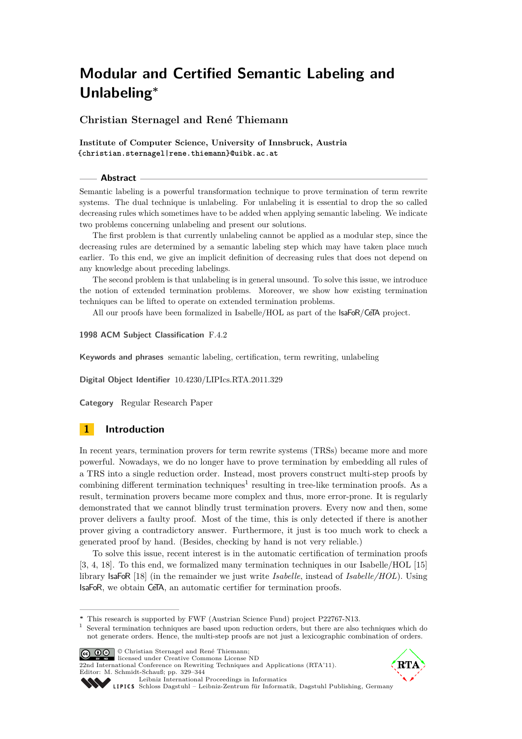# Modular and Certified Semantic Labeling and Unlabeling*

**Christian Sternagel and René Thiemann**

**Institute of Computer Science, University of Innsbruck, Austria**
**{christian.sternagel|rene.thiemann}@uibk.ac.at**

## Abstract

Semantic labeling is a powerful transformation technique to prove termination of term rewrite systems. The dual technique is unlabeling. For unlabeling it is essential to drop the so called decreasing rules which sometimes have to be added when applying semantic labeling. We indicate two problems concerning unlabeling and present our solutions.

The first problem is that currently unlabeling cannot be applied as a modular step, since the decreasing rules are determined by a semantic labeling step which may have taken place much earlier. To this end, we give an implicit definition of decreasing rules that does not depend on any knowledge about preceding labelings.

The second problem is that unlabeling is in general unsound. To solve this issue, we introduce the notion of extended termination problems. Moreover, we show how existing termination techniques can be lifted to operate on extended termination problems.

All our proofs have been formalized in Isabelle/HOL as part of the IsaFoR/CeTA project.

**1998 ACM Subject Classification** F.4.2

**Keywords and phrases** semantic labeling, certification, term rewriting, unlabeling

**Digital Object Identifier** 10.4230/LIPIcs.RTA.2011.329

**Category** Regular Research Paper

## 1 Introduction

In recent years, termination provers for term rewrite systems (TRSs) became more and more powerful. Nowadays, we do no longer have to prove termination by embedding all rules of a TRS into a single reduction order. Instead, most provers construct multi-step proofs by combining different termination techniques[1] resulting in tree-like termination proofs. As a result, termination provers became more complex and thus, more error-prone. It is regularly demonstrated that we cannot blindly trust termination provers. Every now and then, some prover delivers a faulty proof. Most of the time, this is only detected if there is another prover giving a contradictory answer. Furthermore, it just is too much work to check a generated proof by hand. (Besides, checking by hand is not very reliable.)

To solve this issue, recent interest is in the automatic certification of termination proofs [3, 4, 18]. To this end, we formalized many termination techniques in our Isabelle/HOL [15] library IsaFoR [18] (in the remainder we just write *Isabelle*, instead of *Isabelle/HOL*). Using IsaFoR, we obtain CeTA, an automatic certifier for termination proofs.

---

* This research is supported by FWF (Austrian Science Fund) project P22767-N13.

[1] Several termination techniques are based upon reduction orders, but there are also techniques which do not generate orders. Hence, the multi-step proofs are not just a lexicographic combination of orders.

© Christian Sternagel and René Thiemann; licensed under Creative Commons License ND
22nd International Conference on Rewriting Techniques and Applications (RTA'11).
Editor: M. Schmidt-Schauß; pp. 329–344
Leibniz International Proceedings in Informatics
Schloss Dagstuhl – Leibniz-Zentrum für Informatik, Dagstuhl Publishing, Germany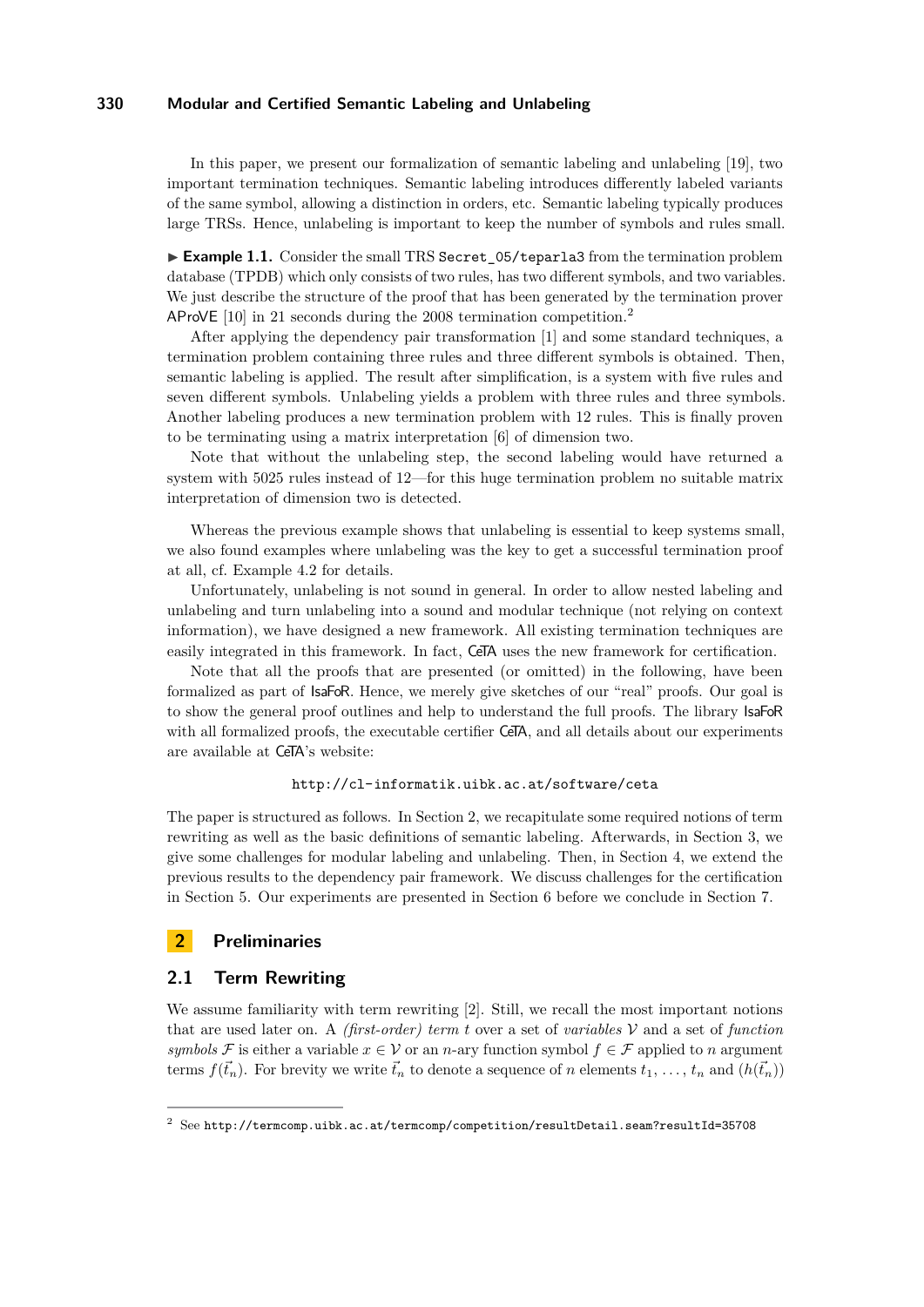In this paper, we present our formalization of semantic labeling and unlabeling [19], two important termination techniques. Semantic labeling introduces differently labeled variants of the same symbol, allowing a distinction in orders, etc. Semantic labeling typically produces large TRSs. Hence, unlabeling is important to keep the number of symbols and rules small.

▶ **Example 1.1.** Consider the small TRS `Secret_05/teparla3` from the termination problem database (TPDB) which only consists of two rules, has two different symbols, and two variables. We just describe the structure of the proof that has been generated by the termination prover AProVE [10] in 21 seconds during the 2008 termination competition.[2]

After applying the dependency pair transformation [1] and some standard techniques, a termination problem containing three rules and three different symbols is obtained. Then, semantic labeling is applied. The result after simplification, is a system with five rules and seven different symbols. Unlabeling yields a problem with three rules and three symbols. Another labeling produces a new termination problem with 12 rules. This is finally proven to be terminating using a matrix interpretation [6] of dimension two.

Note that without the unlabeling step, the second labeling would have returned a system with 5025 rules instead of 12—for this huge termination problem no suitable matrix interpretation of dimension two is detected.

Whereas the previous example shows that unlabeling is essential to keep systems small, we also found examples where unlabeling was the key to get a successful termination proof at all, cf. Example 4.2 for details.

Unfortunately, unlabeling is not sound in general. In order to allow nested labeling and unlabeling and turn unlabeling into a sound and modular technique (not relying on context information), we have designed a new framework. All existing termination techniques are easily integrated in this framework. In fact, CeTA uses the new framework for certification.

Note that all the proofs that are presented (or omitted) in the following, have been formalized as part of IsaFoR. Hence, we merely give sketches of our "real" proofs. Our goal is to show the general proof outlines and help to understand the full proofs. The library IsaFoR with all formalized proofs, the executable certifier CeTA, and all details about our experiments are available at CeTA's website:

`http://cl-informatik.uibk.ac.at/software/ceta`

The paper is structured as follows. In Section 2, we recapitulate some required notions of term rewriting as well as the basic definitions of semantic labeling. Afterwards, in Section 3, we give some challenges for modular labeling and unlabeling. Then, in Section 4, we extend the previous results to the dependency pair framework. We discuss challenges for the certification in Section 5. Our experiments are presented in Section 6 before we conclude in Section 7.

## 2 Preliminaries

### 2.1 Term Rewriting

We assume familiarity with term rewriting [2]. Still, we recall the most important notions that are used later on. A *(first-order) term* $t$ over a set of *variables* $\mathcal{V}$ and a set of *function symbols* $\mathcal{F}$ is either a variable $x \in \mathcal{V}$ or an $n$-ary function symbol $f \in \mathcal{F}$ applied to $n$ argument terms $f(\vec{t}_n)$. For brevity we write $\vec{t}_n$ to denote a sequence of $n$ elements $t_1, \ldots, t_n$ and $(h(\vec{t}_n))$

[2] See `http://termcomp.uibk.ac.at/termcomp/competition/resultDetail.seam?resultId=35708`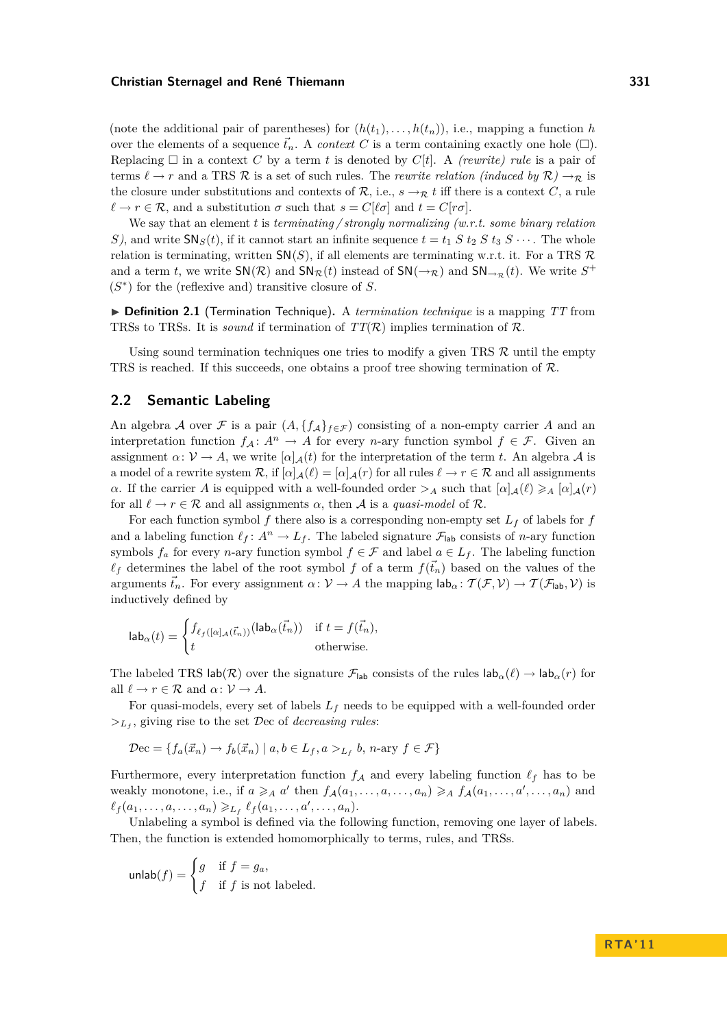(note the additional pair of parentheses) for $(h(t_1), \ldots, h(t_n))$, i.e., mapping a function $h$ over the elements of a sequence $\vec{t}_n$. A *context* $C$ is a term containing exactly one hole ($\Box$). Replacing $\Box$ in a context $C$ by a term $t$ is denoted by $C[t]$. A *(rewrite) rule* is a pair of terms $\ell \to r$ and a TRS $\mathcal{R}$ is a set of such rules. The *rewrite relation (induced by $\mathcal{R}$)* $\to_{\mathcal{R}}$ is the closure under substitutions and contexts of $\mathcal{R}$, i.e., $s \to_{\mathcal{R}} t$ iff there is a context $C$, a rule $\ell \to r \in \mathcal{R}$, and a substitution $\sigma$ such that $s = C[\ell\sigma]$ and $t = C[r\sigma]$.

We say that an element $t$ is *terminating / strongly normalizing (w.r.t. some binary relation $S$)*, and write $\mathsf{SN}_S(t)$, if it cannot start an infinite sequence $t = t_1 \; S \; t_2 \; S \; t_3 \; S \cdots$. The whole relation is terminating, written $\mathsf{SN}(S)$, if all elements are terminating w.r.t. it. For a TRS $\mathcal{R}$ and a term $t$, we write $\mathsf{SN}(\mathcal{R})$ and $\mathsf{SN}_{\mathcal{R}}(t)$ instead of $\mathsf{SN}(\to_{\mathcal{R}})$ and $\mathsf{SN}_{\to_{\mathcal{R}}}(t)$. We write $S^+$ ($S^*$) for the (reflexive and) transitive closure of $S$.

▶ **Definition 2.1** (Termination Technique). A *termination technique* is a mapping $TT$ from TRSs to TRSs. It is *sound* if termination of $TT(\mathcal{R})$ implies termination of $\mathcal{R}$.

Using sound termination techniques one tries to modify a given TRS $\mathcal{R}$ until the empty TRS is reached. If this succeeds, one obtains a proof tree showing termination of $\mathcal{R}$.

## 2.2 Semantic Labeling

An algebra $\mathcal{A}$ over $\mathcal{F}$ is a pair $(A, \{f_{\mathcal{A}}\}_{f \in \mathcal{F}})$ consisting of a non-empty carrier $A$ and an interpretation function $f_{\mathcal{A}} \colon A^n \to A$ for every $n$-ary function symbol $f \in \mathcal{F}$. Given an assignment $\alpha \colon \mathcal{V} \to A$, we write $[\alpha]_{\mathcal{A}}(t)$ for the interpretation of the term $t$. An algebra $\mathcal{A}$ is a model of a rewrite system $\mathcal{R}$, if $[\alpha]_{\mathcal{A}}(\ell) = [\alpha]_{\mathcal{A}}(r)$ for all rules $\ell \to r \in \mathcal{R}$ and all assignments $\alpha$. If the carrier $A$ is equipped with a well-founded order $>_A$ such that $[\alpha]_{\mathcal{A}}(\ell) \geqslant_A [\alpha]_{\mathcal{A}}(r)$ for all $\ell \to r \in \mathcal{R}$ and all assignments $\alpha$, then $\mathcal{A}$ is a *quasi-model* of $\mathcal{R}$.

For each function symbol $f$ there also is a corresponding non-empty set $L_f$ of labels for $f$ and a labeling function $\ell_f \colon A^n \to L_f$. The labeled signature $\mathcal{F}_{\mathsf{lab}}$ consists of $n$-ary function symbols $f_a$ for every $n$-ary function symbol $f \in \mathcal{F}$ and label $a \in L_f$. The labeling function $\ell_f$ determines the label of the root symbol $f$ of a term $f(\vec{t}_n)$ based on the values of the arguments $\vec{t}_n$. For every assignment $\alpha \colon \mathcal{V} \to A$ the mapping $\mathsf{lab}_\alpha \colon \mathcal{T}(\mathcal{F}, \mathcal{V}) \to \mathcal{T}(\mathcal{F}_{\mathsf{lab}}, \mathcal{V})$ is inductively defined by

$$\mathsf{lab}_\alpha(t) = \begin{cases} f_{\ell_f([\alpha]_{\mathcal{A}}(\vec{t}_n))}(\mathsf{lab}_\alpha(\vec{t}_n)) & \text{if } t = f(\vec{t}_n), \\ t & \text{otherwise.} \end{cases}$$

The labeled TRS $\mathsf{lab}(\mathcal{R})$ over the signature $\mathcal{F}_{\mathsf{lab}}$ consists of the rules $\mathsf{lab}_\alpha(\ell) \to \mathsf{lab}_\alpha(r)$ for all $\ell \to r \in \mathcal{R}$ and $\alpha \colon \mathcal{V} \to A$.

For quasi-models, every set of labels $L_f$ needs to be equipped with a well-founded order $>_{L_f}$, giving rise to the set $\mathcal{D}\mathrm{ec}$ of *decreasing rules*:

$$\mathcal{D}\mathrm{ec} = \{ f_a(\vec{x}_n) \to f_b(\vec{x}_n) \mid a, b \in L_f, a >_{L_f} b, \; n\text{-ary } f \in \mathcal{F} \}$$

Furthermore, every interpretation function $f_{\mathcal{A}}$ and every labeling function $\ell_f$ has to be weakly monotone, i.e., if $a \geqslant_A a'$ then $f_{\mathcal{A}}(a_1, \ldots, a, \ldots, a_n) \geqslant_A f_{\mathcal{A}}(a_1, \ldots, a', \ldots, a_n)$ and $\ell_f(a_1, \ldots, a, \ldots, a_n) \geqslant_{L_f} \ell_f(a_1, \ldots, a', \ldots, a_n)$.

Unlabeling a symbol is defined via the following function, removing one layer of labels. Then, the function is extended homomorphically to terms, rules, and TRSs.

$$\mathsf{unlab}(f) = \begin{cases} g & \text{if } f = g_a, \\ f & \text{if } f \text{ is not labeled.} \end{cases}$$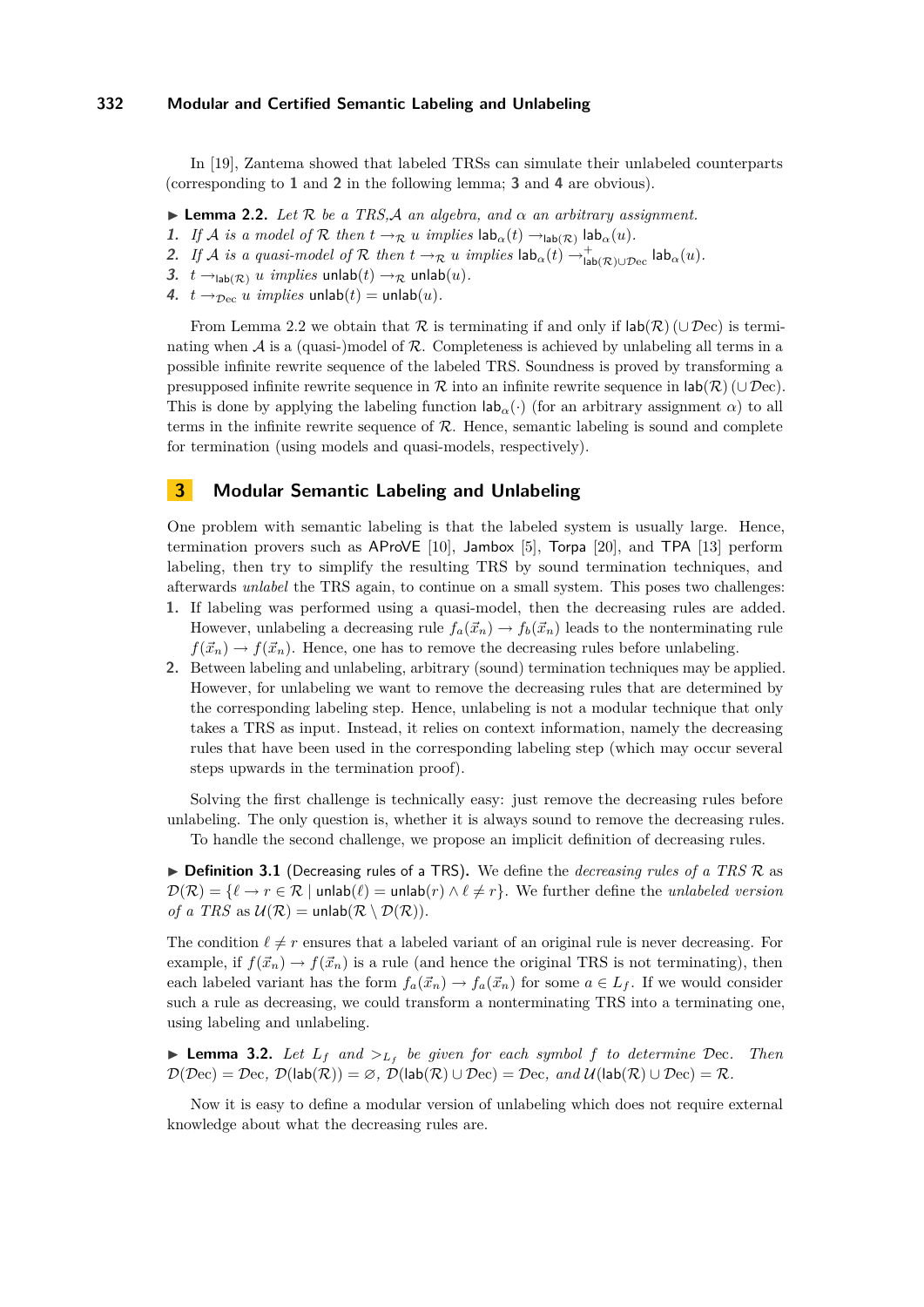In [19], Zantema showed that labeled TRSs can simulate their unlabeled counterparts (corresponding to **1** and **2** in the following lemma; **3** and **4** are obvious).

▶ **Lemma 2.2.** *Let $\mathcal{R}$ be a TRS,$\mathcal{A}$ an algebra, and $\alpha$ an arbitrary assignment.*

1. *If $\mathcal{A}$ is a model of $\mathcal{R}$ then $t \to_{\mathcal{R}} u$ implies $\mathsf{lab}_\alpha(t) \to_{\mathsf{lab}(\mathcal{R})} \mathsf{lab}_\alpha(u)$.*
2. *If $\mathcal{A}$ is a quasi-model of $\mathcal{R}$ then $t \to_{\mathcal{R}} u$ implies $\mathsf{lab}_\alpha(t) \to^+_{\mathsf{lab}(\mathcal{R}) \cup \mathcal{D}\mathrm{ec}} \mathsf{lab}_\alpha(u)$.*
3. *$t \to_{\mathsf{lab}(\mathcal{R})} u$ implies $\mathsf{unlab}(t) \to_{\mathcal{R}} \mathsf{unlab}(u)$.*
4. *$t \to_{\mathcal{D}\mathrm{ec}} u$ implies $\mathsf{unlab}(t) = \mathsf{unlab}(u)$.*

From Lemma 2.2 we obtain that $\mathcal{R}$ is terminating if and only if $\mathsf{lab}(\mathcal{R})\,(\cup\, \mathcal{D}\mathrm{ec})$ is terminating when $\mathcal{A}$ is a (quasi-)model of $\mathcal{R}$. Completeness is achieved by unlabeling all terms in a possible infinite rewrite sequence of the labeled TRS. Soundness is proved by transforming a presupposed infinite rewrite sequence in $\mathcal{R}$ into an infinite rewrite sequence in $\mathsf{lab}(\mathcal{R})\,(\cup\,\mathcal{D}\mathrm{ec})$. This is done by applying the labeling function $\mathsf{lab}_\alpha(\cdot)$ (for an arbitrary assignment $\alpha$) to all terms in the infinite rewrite sequence of $\mathcal{R}$. Hence, semantic labeling is sound and complete for termination (using models and quasi-models, respectively).

## 3 Modular Semantic Labeling and Unlabeling

One problem with semantic labeling is that the labeled system is usually large. Hence, termination provers such as AProVE [10], Jambox [5], Torpa [20], and TPA [13] perform labeling, then try to simplify the resulting TRS by sound termination techniques, and afterwards *unlabel* the TRS again, to continue on a small system. This poses two challenges:

1. If labeling was performed using a quasi-model, then the decreasing rules are added. However, unlabeling a decreasing rule $f_a(\vec{x}_n) \to f_b(\vec{x}_n)$ leads to the nonterminating rule $f(\vec{x}_n) \to f(\vec{x}_n)$. Hence, one has to remove the decreasing rules before unlabeling.
2. Between labeling and unlabeling, arbitrary (sound) termination techniques may be applied. However, for unlabeling we want to remove the decreasing rules that are determined by the corresponding labeling step. Hence, unlabeling is not a modular technique that only takes a TRS as input. Instead, it relies on context information, namely the decreasing rules that have been used in the corresponding labeling step (which may occur several steps upwards in the termination proof).

Solving the first challenge is technically easy: just remove the decreasing rules before unlabeling. The only question is, whether it is always sound to remove the decreasing rules.

To handle the second challenge, we propose an implicit definition of decreasing rules.

▶ **Definition 3.1** (Decreasing rules of a TRS)**.** We define the *decreasing rules of a TRS* $\mathcal{R}$ as $\mathcal{D}(\mathcal{R}) = \{\ell \to r \in \mathcal{R} \mid \mathsf{unlab}(\ell) = \mathsf{unlab}(r) \wedge \ell \neq r\}$. We further define the *unlabeled version of a TRS* as $\mathcal{U}(\mathcal{R}) = \mathsf{unlab}(\mathcal{R} \setminus \mathcal{D}(\mathcal{R}))$.

The condition $\ell \neq r$ ensures that a labeled variant of an original rule is never decreasing. For example, if $f(\vec{x}_n) \to f(\vec{x}_n)$ is a rule (and hence the original TRS is not terminating), then each labeled variant has the form $f_a(\vec{x}_n) \to f_a(\vec{x}_n)$ for some $a \in L_f$. If we would consider such a rule as decreasing, we could transform a nonterminating TRS into a terminating one, using labeling and unlabeling.

▶ **Lemma 3.2.** *Let $L_f$ and $>_{L_f}$ be given for each symbol $f$ to determine $\mathcal{D}\mathrm{ec}$. Then $\mathcal{D}(\mathcal{D}\mathrm{ec}) = \mathcal{D}\mathrm{ec}$, $\mathcal{D}(\mathsf{lab}(\mathcal{R})) = \varnothing$, $\mathcal{D}(\mathsf{lab}(\mathcal{R}) \cup \mathcal{D}\mathrm{ec}) = \mathcal{D}\mathrm{ec}$, and $\mathcal{U}(\mathsf{lab}(\mathcal{R}) \cup \mathcal{D}\mathrm{ec}) = \mathcal{R}$.*

Now it is easy to define a modular version of unlabeling which does not require external knowledge about what the decreasing rules are.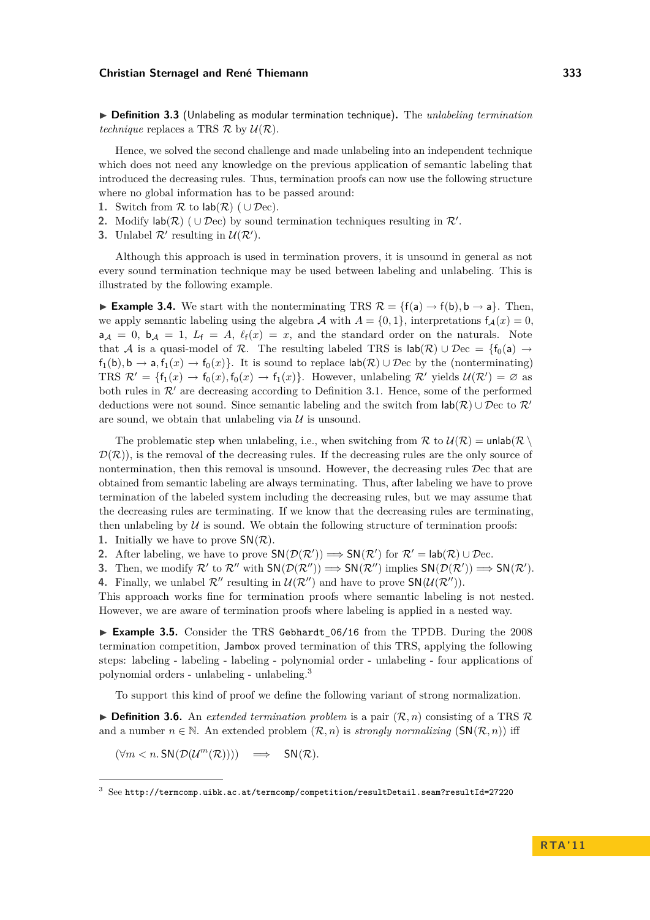▶ **Definition 3.3** (Unlabeling as modular termination technique)**.** The *unlabeling termination technique* replaces a TRS $\mathcal{R}$ by $\mathcal{U}(\mathcal{R})$.

Hence, we solved the second challenge and made unlabeling into an independent technique which does not need any knowledge on the previous application of semantic labeling that introduced the decreasing rules. Thus, termination proofs can now use the following structure where no global information has to be passed around:

1. Switch from $\mathcal{R}$ to $\mathsf{lab}(\mathcal{R})$ $(\cup\,\mathcal{D}\mathrm{ec})$.
2. Modify $\mathsf{lab}(\mathcal{R})$ $(\cup\,\mathcal{D}\mathrm{ec})$ by sound termination techniques resulting in $\mathcal{R}'$.
3. Unlabel $\mathcal{R}'$ resulting in $\mathcal{U}(\mathcal{R}')$.

Although this approach is used in termination provers, it is unsound in general as not every sound termination technique may be used between labeling and unlabeling. This is illustrated by the following example.

▶ **Example 3.4.** We start with the nonterminating TRS $\mathcal{R} = \{\mathsf{f}(\mathsf{a}) \to \mathsf{f}(\mathsf{b}), \mathsf{b} \to \mathsf{a}\}$. Then, we apply semantic labeling using the algebra $\mathcal{A}$ with $A = \{0, 1\}$, interpretations $\mathsf{f}_{\mathcal{A}}(x) = 0$, $\mathsf{a}_{\mathcal{A}} = 0$, $\mathsf{b}_{\mathcal{A}} = 1$, $L_{\mathsf{f}} = A$, $\ell_{\mathsf{f}}(x) = x$, and the standard order on the naturals. Note that $\mathcal{A}$ is a quasi-model of $\mathcal{R}$. The resulting labeled TRS is $\mathsf{lab}(\mathcal{R}) \cup \mathcal{D}\mathrm{ec} = \{\mathsf{f}_0(\mathsf{a}) \to \mathsf{f}_1(\mathsf{b}), \mathsf{b} \to \mathsf{a}, \mathsf{f}_1(x) \to \mathsf{f}_0(x)\}$. It is sound to replace $\mathsf{lab}(\mathcal{R}) \cup \mathcal{D}\mathrm{ec}$ by the (nonterminating) TRS $\mathcal{R}' = \{\mathsf{f}_1(x) \to \mathsf{f}_0(x), \mathsf{f}_0(x) \to \mathsf{f}_1(x)\}$. However, unlabeling $\mathcal{R}'$ yields $\mathcal{U}(\mathcal{R}') = \varnothing$ as both rules in $\mathcal{R}'$ are decreasing according to Definition 3.1. Hence, some of the performed deductions were not sound. Since semantic labeling and the switch from $\mathsf{lab}(\mathcal{R}) \cup \mathcal{D}\mathrm{ec}$ to $\mathcal{R}'$ are sound, we obtain that unlabeling via $\mathcal{U}$ is unsound.

The problematic step when unlabeling, i.e., when switching from $\mathcal{R}$ to $\mathcal{U}(\mathcal{R}) = \mathsf{unlab}(\mathcal{R} \setminus \mathcal{D}(\mathcal{R}))$, is the removal of the decreasing rules. If the decreasing rules are the only source of nontermination, then this removal is unsound. However, the decreasing rules $\mathcal{D}\mathrm{ec}$ that are obtained from semantic labeling are always terminating. Thus, after labeling we have to prove termination of the labeled system including the decreasing rules, but we may assume that the decreasing rules are terminating. If we know that the decreasing rules are terminating, then unlabeling by $\mathcal{U}$ is sound. We obtain the following structure of termination proofs:

1. Initially we have to prove $\mathsf{SN}(\mathcal{R})$.
2. After labeling, we have to prove $\mathsf{SN}(\mathcal{D}(\mathcal{R}')) \Longrightarrow \mathsf{SN}(\mathcal{R}')$ for $\mathcal{R}' = \mathsf{lab}(\mathcal{R}) \cup \mathcal{D}\mathrm{ec}$.
3. Then, we modify $\mathcal{R}'$ to $\mathcal{R}''$ with $\mathsf{SN}(\mathcal{D}(\mathcal{R}'')) \Longrightarrow \mathsf{SN}(\mathcal{R}'')$ implies $\mathsf{SN}(\mathcal{D}(\mathcal{R}')) \Longrightarrow \mathsf{SN}(\mathcal{R}')$.
4. Finally, we unlabel $\mathcal{R}''$ resulting in $\mathcal{U}(\mathcal{R}'')$ and have to prove $\mathsf{SN}(\mathcal{U}(\mathcal{R}''))$.

This approach works fine for termination proofs where semantic labeling is not nested. However, we are aware of termination proofs where labeling is applied in a nested way.

▶ **Example 3.5.** Consider the TRS `Gebhardt_06/16` from the TPDB. During the 2008 termination competition, Jambox proved termination of this TRS, applying the following steps: labeling - labeling - labeling - polynomial order - unlabeling - four applications of polynomial orders - unlabeling - unlabeling.[3]

To support this kind of proof we define the following variant of strong normalization.

▶ **Definition 3.6.** An *extended termination problem* is a pair $(\mathcal{R}, n)$ consisting of a TRS $\mathcal{R}$ and a number $n \in \mathbb{N}$. An extended problem $(\mathcal{R}, n)$ is *strongly normalizing* ($\mathsf{SN}(\mathcal{R}, n)$) iff

$$(\forall m < n.\, \mathsf{SN}(\mathcal{D}(\mathcal{U}^m(\mathcal{R})))) \quad \Longrightarrow \quad \mathsf{SN}(\mathcal{R}).$$

[3] See `http://termcomp.uibk.ac.at/termcomp/competition/resultDetail.seam?resultId=27220`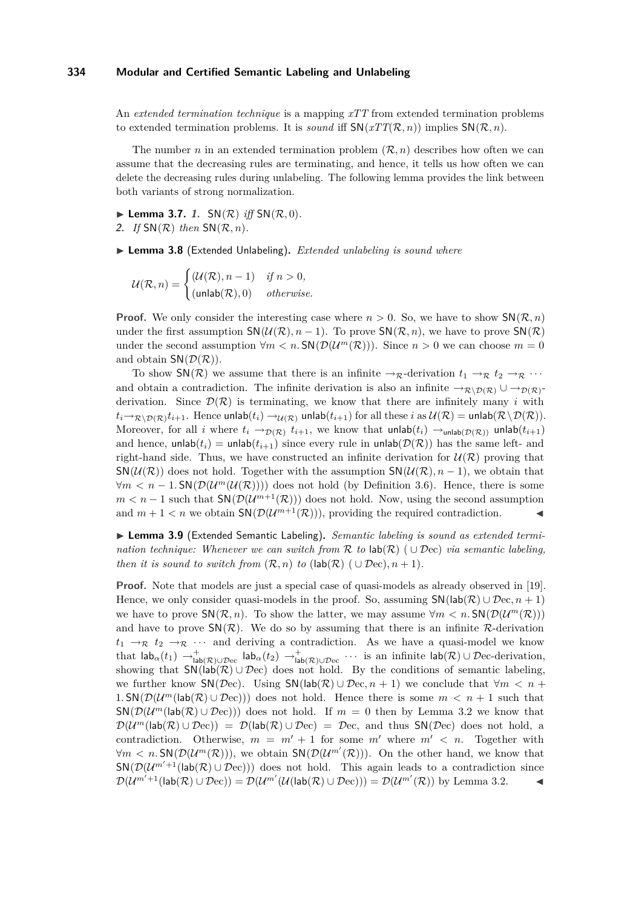An *extended termination technique* is a mapping $xTT$ from extended termination problems to extended termination problems. It is *sound* iff $\mathsf{SN}(xTT(\mathcal{R}, n))$ implies $\mathsf{SN}(\mathcal{R}, n)$.

The number $n$ in an extended termination problem $(\mathcal{R}, n)$ describes how often we can assume that the decreasing rules are terminating, and hence, it tells us how often we can delete the decreasing rules during unlabeling. The following lemma provides the link between both variants of strong normalization.

▶ **Lemma 3.7.** *1.* $\mathsf{SN}(\mathcal{R})$ *iff* $\mathsf{SN}(\mathcal{R}, 0)$.
*2. If* $\mathsf{SN}(\mathcal{R})$ *then* $\mathsf{SN}(\mathcal{R}, n)$.

▶ **Lemma 3.8** (Extended Unlabeling). *Extended unlabeling is sound where*

$$\mathcal{U}(\mathcal{R}, n) = \begin{cases} (\mathcal{U}(\mathcal{R}), n-1) & \textit{if } n > 0, \\ (\mathsf{unlab}(\mathcal{R}), 0) & \textit{otherwise.} \end{cases}$$

**Proof.** We only consider the interesting case where $n > 0$. So, we have to show $\mathsf{SN}(\mathcal{R}, n)$ under the first assumption $\mathsf{SN}(\mathcal{U}(\mathcal{R}), n-1)$. To prove $\mathsf{SN}(\mathcal{R}, n)$, we have to prove $\mathsf{SN}(\mathcal{R})$ under the second assumption $\forall m < n. \mathsf{SN}(\mathcal{D}(\mathcal{U}^m(\mathcal{R})))$. Since $n > 0$ we can choose $m = 0$ and obtain $\mathsf{SN}(\mathcal{D}(\mathcal{R}))$.

To show $\mathsf{SN}(\mathcal{R})$ we assume that there is an infinite $\to_\mathcal{R}$-derivation $t_1 \to_\mathcal{R} t_2 \to_\mathcal{R} \cdots$ and obtain a contradiction. The infinite derivation is also an infinite $\to_{\mathcal{R}\setminus\mathcal{D}(\mathcal{R})} \cup \to_{\mathcal{D}(\mathcal{R})}$-derivation. Since $\mathcal{D}(\mathcal{R})$ is terminating, we know that there are infinitely many $i$ with $t_i \to_{\mathcal{R}\setminus\mathcal{D}(\mathcal{R})} t_{i+1}$. Hence $\mathsf{unlab}(t_i) \to_{\mathcal{U}(\mathcal{R})} \mathsf{unlab}(t_{i+1})$ for all these $i$ as $\mathcal{U}(\mathcal{R}) = \mathsf{unlab}(\mathcal{R} \setminus \mathcal{D}(\mathcal{R}))$. Moreover, for all $i$ where $t_i \to_{\mathcal{D}(\mathcal{R})} t_{i+1}$, we know that $\mathsf{unlab}(t_i) \to_{\mathsf{unlab}(\mathcal{D}(\mathcal{R}))} \mathsf{unlab}(t_{i+1})$ and hence, $\mathsf{unlab}(t_i) = \mathsf{unlab}(t_{i+1})$ since every rule in $\mathsf{unlab}(\mathcal{D}(\mathcal{R}))$ has the same left- and right-hand side. Thus, we have constructed an infinite derivation for $\mathcal{U}(\mathcal{R})$ proving that $\mathsf{SN}(\mathcal{U}(\mathcal{R}))$ does not hold. Together with the assumption $\mathsf{SN}(\mathcal{U}(\mathcal{R}), n-1)$, we obtain that $\forall m < n-1. \mathsf{SN}(\mathcal{D}(\mathcal{U}^m(\mathcal{U}(\mathcal{R}))))$ does not hold (by Definition 3.6). Hence, there is some $m < n-1$ such that $\mathsf{SN}(\mathcal{D}(\mathcal{U}^{m+1}(\mathcal{R})))$ does not hold. Now, using the second assumption and $m+1 < n$ we obtain $\mathsf{SN}(\mathcal{D}(\mathcal{U}^{m+1}(\mathcal{R})))$, providing the required contradiction. ◀

▶ **Lemma 3.9** (Extended Semantic Labeling). *Semantic labeling is sound as extended termination technique: Whenever we can switch from* $\mathcal{R}$ *to* $\mathsf{lab}(\mathcal{R})$ $(\cup\, \mathcal{D}\mathrm{ec})$ *via semantic labeling, then it is sound to switch from* $(\mathcal{R}, n)$ *to* $(\mathsf{lab}(\mathcal{R})$ $(\cup\, \mathcal{D}\mathrm{ec}), n+1)$.

**Proof.** Note that models are just a special case of quasi-models as already observed in [19]. Hence, we only consider quasi-models in the proof. So, assuming $\mathsf{SN}(\mathsf{lab}(\mathcal{R}) \cup \mathcal{D}\mathrm{ec}, n+1)$ we have to prove $\mathsf{SN}(\mathcal{R}, n)$. To show the latter, we may assume $\forall m < n. \mathsf{SN}(\mathcal{D}(\mathcal{U}^m(\mathcal{R})))$ and have to prove $\mathsf{SN}(\mathcal{R})$. We do so by assuming that there is an infinite $\mathcal{R}$-derivation $t_1 \to_\mathcal{R} t_2 \to_\mathcal{R} \cdots$ and deriving a contradiction. As we have a quasi-model we know that $\mathsf{lab}_\alpha(t_1) \to^+_{\mathsf{lab}(\mathcal{R})\cup\mathcal{D}\mathrm{ec}} \mathsf{lab}_\alpha(t_2) \to^+_{\mathsf{lab}(\mathcal{R})\cup\mathcal{D}\mathrm{ec}} \cdots$ is an infinite $\mathsf{lab}(\mathcal{R}) \cup \mathcal{D}\mathrm{ec}$-derivation, showing that $\mathsf{SN}(\mathsf{lab}(\mathcal{R}) \cup \mathcal{D}\mathrm{ec})$ does not hold. By the conditions of semantic labeling, we further know $\mathsf{SN}(\mathcal{D}\mathrm{ec})$. Using $\mathsf{SN}(\mathsf{lab}(\mathcal{R}) \cup \mathcal{D}\mathrm{ec}, n+1)$ we conclude that $\forall m < n+1. \mathsf{SN}(\mathcal{D}(\mathcal{U}^m(\mathsf{lab}(\mathcal{R}) \cup \mathcal{D}\mathrm{ec})))$ does not hold. Hence there is some $m < n+1$ such that $\mathsf{SN}(\mathcal{D}(\mathcal{U}^m(\mathsf{lab}(\mathcal{R}) \cup \mathcal{D}\mathrm{ec})))$ does not hold. If $m = 0$ then by Lemma 3.2 we know that $\mathcal{D}(\mathcal{U}^m(\mathsf{lab}(\mathcal{R}) \cup \mathcal{D}\mathrm{ec})) = \mathcal{D}(\mathsf{lab}(\mathcal{R}) \cup \mathcal{D}\mathrm{ec}) = \mathcal{D}\mathrm{ec}$, and thus $\mathsf{SN}(\mathcal{D}\mathrm{ec})$ does not hold, a contradiction. Otherwise, $m = m' + 1$ for some $m'$ where $m' < n$. Together with $\forall m < n. \mathsf{SN}(\mathcal{D}(\mathcal{U}^m(\mathcal{R})))$, we obtain $\mathsf{SN}(\mathcal{D}(\mathcal{U}^{m'}(\mathcal{R})))$. On the other hand, we know that $\mathsf{SN}(\mathcal{D}(\mathcal{U}^{m'+1}(\mathsf{lab}(\mathcal{R}) \cup \mathcal{D}\mathrm{ec})))$ does not hold. This again leads to a contradiction since $\mathcal{D}(\mathcal{U}^{m'+1}(\mathsf{lab}(\mathcal{R}) \cup \mathcal{D}\mathrm{ec})) = \mathcal{D}(\mathcal{U}^{m'}(\mathcal{U}(\mathsf{lab}(\mathcal{R}) \cup \mathcal{D}\mathrm{ec}))) = \mathcal{D}(\mathcal{U}^{m'}(\mathcal{R}))$ by Lemma 3.2. ◀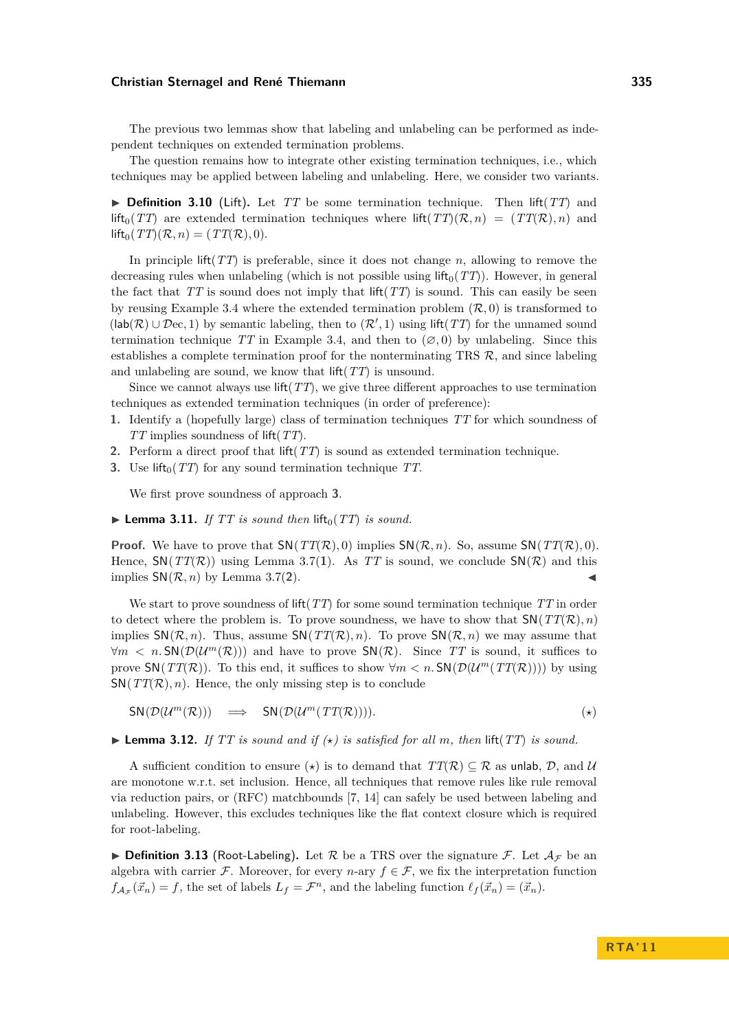The previous two lemmas show that labeling and unlabeling can be performed as independent techniques on extended termination problems.

The question remains how to integrate other existing termination techniques, i.e., which techniques may be applied between labeling and unlabeling. Here, we consider two variants.

▶ **Definition 3.10** (Lift). Let $TT$ be some termination technique. Then $\mathsf{lift}(TT)$ and $\mathsf{lift}_0(TT)$ are extended termination techniques where $\mathsf{lift}(TT)(\mathcal{R}, n) = (TT(\mathcal{R}), n)$ and $\mathsf{lift}_0(TT)(\mathcal{R}, n) = (TT(\mathcal{R}), 0)$.

In principle $\mathsf{lift}(TT)$ is preferable, since it does not change $n$, allowing to remove the decreasing rules when unlabeling (which is not possible using $\mathsf{lift}_0(TT)$). However, in general the fact that $TT$ is sound does not imply that $\mathsf{lift}(TT)$ is sound. This can easily be seen by reusing Example 3.4 where the extended termination problem $(\mathcal{R}, 0)$ is transformed to $(\mathsf{lab}(\mathcal{R}) \cup \mathcal{D}\mathrm{ec}, 1)$ by semantic labeling, then to $(\mathcal{R}', 1)$ using $\mathsf{lift}(TT)$ for the unnamed sound termination technique $TT$ in Example 3.4, and then to $(\varnothing, 0)$ by unlabeling. Since this establishes a complete termination proof for the nonterminating TRS $\mathcal{R}$, and since labeling and unlabeling are sound, we know that $\mathsf{lift}(TT)$ is unsound.

Since we cannot always use $\mathsf{lift}(TT)$, we give three different approaches to use termination techniques as extended termination techniques (in order of preference):

1. Identify a (hopefully large) class of termination techniques $TT$ for which soundness of $TT$ implies soundness of $\mathsf{lift}(TT)$.
2. Perform a direct proof that $\mathsf{lift}(TT)$ is sound as extended termination technique.
3. Use $\mathsf{lift}_0(TT)$ for any sound termination technique $TT$.

We first prove soundness of approach **3**.

▶ **Lemma 3.11.** *If $TT$ is sound then $\mathsf{lift}_0(TT)$ is sound.*

**Proof.** We have to prove that $\mathsf{SN}(TT(\mathcal{R}), 0)$ implies $\mathsf{SN}(\mathcal{R}, n)$. So, assume $\mathsf{SN}(TT(\mathcal{R}), 0)$. Hence, $\mathsf{SN}(TT(\mathcal{R}))$ using Lemma 3.7(**1**). As $TT$ is sound, we conclude $\mathsf{SN}(\mathcal{R})$ and this implies $\mathsf{SN}(\mathcal{R}, n)$ by Lemma 3.7(**2**). ◀

We start to prove soundness of $\mathsf{lift}(TT)$ for some sound termination technique $TT$ in order to detect where the problem is. To prove soundness, we have to show that $\mathsf{SN}(TT(\mathcal{R}), n)$ implies $\mathsf{SN}(\mathcal{R}, n)$. Thus, assume $\mathsf{SN}(TT(\mathcal{R}), n)$. To prove $\mathsf{SN}(\mathcal{R}, n)$ we may assume that $\forall m < n. \mathsf{SN}(\mathcal{D}(\mathcal{U}^m(\mathcal{R})))$ and have to prove $\mathsf{SN}(\mathcal{R})$. Since $TT$ is sound, it suffices to prove $\mathsf{SN}(TT(\mathcal{R}))$. To this end, it suffices to show $\forall m < n. \mathsf{SN}(\mathcal{D}(\mathcal{U}^m(TT(\mathcal{R}))))$ by using $\mathsf{SN}(TT(\mathcal{R}), n)$. Hence, the only missing step is to conclude

$$\mathsf{SN}(\mathcal{D}(\mathcal{U}^m(\mathcal{R}))) \quad\Longrightarrow\quad \mathsf{SN}(\mathcal{D}(\mathcal{U}^m(TT(\mathcal{R})))). \tag{$\star$}$$

▶ **Lemma 3.12.** *If $TT$ is sound and if ($\star$) is satisfied for all $m$, then $\mathsf{lift}(TT)$ is sound.*

A sufficient condition to ensure ($\star$) is to demand that $TT(\mathcal{R}) \subseteq \mathcal{R}$ as $\mathsf{unlab}$, $\mathcal{D}$, and $\mathcal{U}$ are monotone w.r.t. set inclusion. Hence, all techniques that remove rules like rule removal via reduction pairs, or (RFC) matchbounds [7, 14] can safely be used between labeling and unlabeling. However, this excludes techniques like the flat context closure which is required for root-labeling.

▶ **Definition 3.13** (Root-Labeling). Let $\mathcal{R}$ be a TRS over the signature $\mathcal{F}$. Let $\mathcal{A}_\mathcal{F}$ be an algebra with carrier $\mathcal{F}$. Moreover, for every $n$-ary $f \in \mathcal{F}$, we fix the interpretation function $f_{\mathcal{A}_\mathcal{F}}(\vec{x}_n) = f$, the set of labels $L_f = \mathcal{F}^n$, and the labeling function $\ell_f(\vec{x}_n) = (\vec{x}_n)$.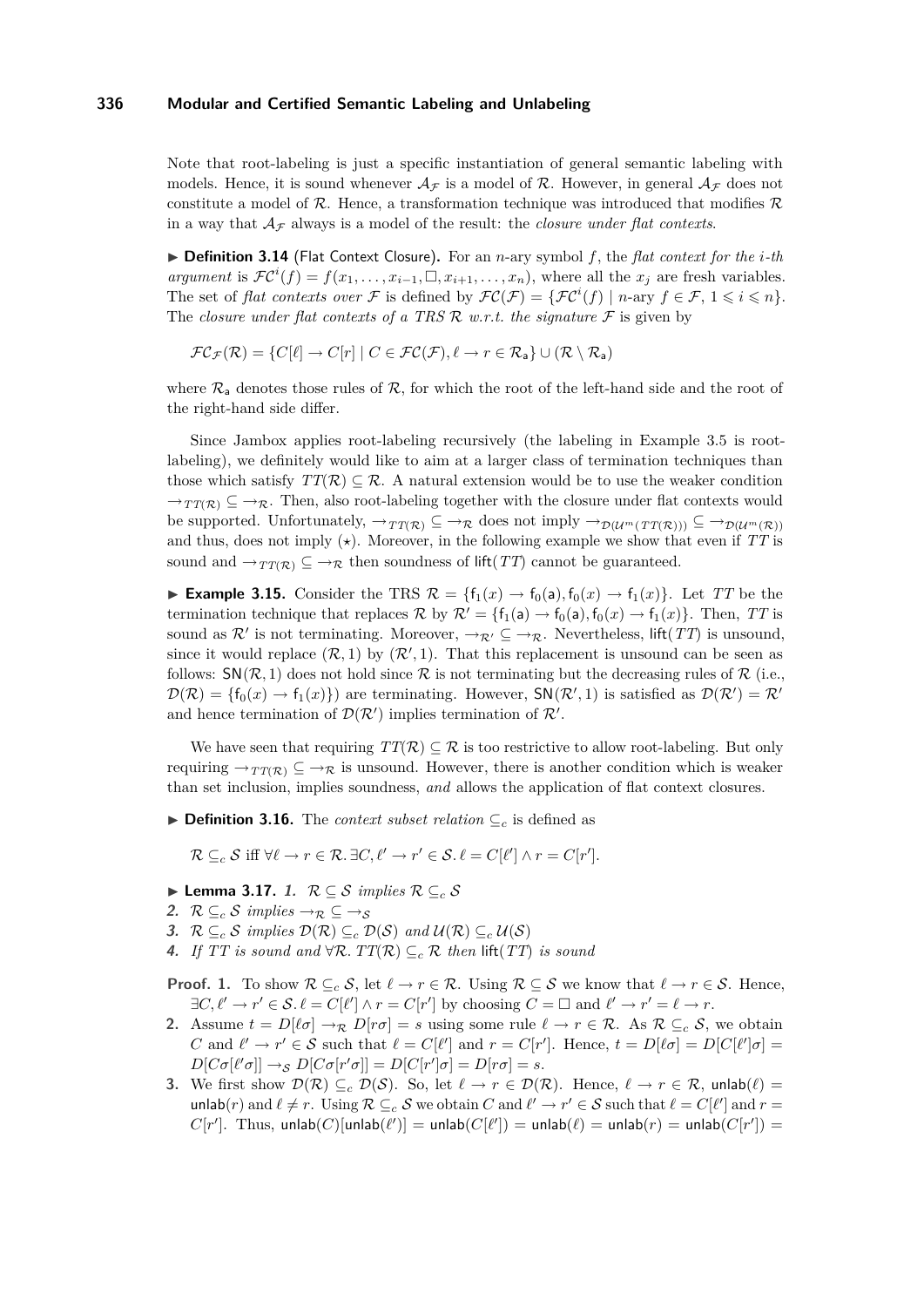Note that root-labeling is just a specific instantiation of general semantic labeling with models. Hence, it is sound whenever $\mathcal{A}_\mathcal{F}$ is a model of $\mathcal{R}$. However, in general $\mathcal{A}_\mathcal{F}$ does not constitute a model of $\mathcal{R}$. Hence, a transformation technique was introduced that modifies $\mathcal{R}$ in a way that $\mathcal{A}_\mathcal{F}$ always is a model of the result: the *closure under flat contexts*.

▶ **Definition 3.14** (Flat Context Closure)**.** For an $n$-ary symbol $f$, the *flat context for the $i$-th argument* is $\mathcal{FC}^i(f) = f(x_1, \ldots, x_{i-1}, \Box, x_{i+1}, \ldots, x_n)$, where all the $x_j$ are fresh variables. The set of *flat contexts over $\mathcal{F}$* is defined by $\mathcal{FC}(\mathcal{F}) = \{\mathcal{FC}^i(f) \mid n\text{-ary } f \in \mathcal{F},\ 1 \leqslant i \leqslant n\}$. The *closure under flat contexts of a TRS $\mathcal{R}$ w.r.t. the signature $\mathcal{F}$* is given by

$$\mathcal{FC}_\mathcal{F}(\mathcal{R}) = \{C[\ell] \to C[r] \mid C \in \mathcal{FC}(\mathcal{F}), \ell \to r \in \mathcal{R}_\mathsf{a}\} \cup (\mathcal{R} \setminus \mathcal{R}_\mathsf{a})$$

where $\mathcal{R}_\mathsf{a}$ denotes those rules of $\mathcal{R}$, for which the root of the left-hand side and the root of the right-hand side differ.

Since Jambox applies root-labeling recursively (the labeling in Example 3.5 is root-labeling), we definitely would like to aim at a larger class of termination techniques than those which satisfy $TT(\mathcal{R}) \subseteq \mathcal{R}$. A natural extension would be to use the weaker condition $\to_{TT(\mathcal{R})} \subseteq \to_\mathcal{R}$. Then, also root-labeling together with the closure under flat contexts would be supported. Unfortunately, $\to_{TT(\mathcal{R})} \subseteq \to_\mathcal{R}$ does not imply $\to_{\mathcal{D}(\mathcal{U}^m(TT(\mathcal{R})))} \subseteq \to_{\mathcal{D}(\mathcal{U}^m(\mathcal{R}))}$ and thus, does not imply ($\star$). Moreover, in the following example we show that even if $TT$ is sound and $\to_{TT(\mathcal{R})} \subseteq \to_\mathcal{R}$ then soundness of $\mathsf{lift}(TT)$ cannot be guaranteed.

▶ **Example 3.15.** Consider the TRS $\mathcal{R} = \{\mathsf{f}_1(x) \to \mathsf{f}_0(\mathsf{a}), \mathsf{f}_0(x) \to \mathsf{f}_1(x)\}$. Let $TT$ be the termination technique that replaces $\mathcal{R}$ by $\mathcal{R}' = \{\mathsf{f}_1(\mathsf{a}) \to \mathsf{f}_0(\mathsf{a}), \mathsf{f}_0(x) \to \mathsf{f}_1(x)\}$. Then, $TT$ is sound as $\mathcal{R}'$ is not terminating. Moreover, $\to_{\mathcal{R}'} \subseteq \to_\mathcal{R}$. Nevertheless, $\mathsf{lift}(TT)$ is unsound, since it would replace $(\mathcal{R}, 1)$ by $(\mathcal{R}', 1)$. That this replacement is unsound can be seen as follows: $\mathsf{SN}(\mathcal{R}, 1)$ does not hold since $\mathcal{R}$ is not terminating but the decreasing rules of $\mathcal{R}$ (i.e., $\mathcal{D}(\mathcal{R}) = \{\mathsf{f}_0(x) \to \mathsf{f}_1(x)\}$) are terminating. However, $\mathsf{SN}(\mathcal{R}', 1)$ is satisfied as $\mathcal{D}(\mathcal{R}') = \mathcal{R}'$ and hence termination of $\mathcal{D}(\mathcal{R}')$ implies termination of $\mathcal{R}'$.

We have seen that requiring $TT(\mathcal{R}) \subseteq \mathcal{R}$ is too restrictive to allow root-labeling. But only requiring $\to_{TT(\mathcal{R})} \subseteq \to_\mathcal{R}$ is unsound. However, there is another condition which is weaker than set inclusion, implies soundness, *and* allows the application of flat context closures.

▶ **Definition 3.16.** The *context subset relation* $\subseteq_c$ is defined as

$$\mathcal{R} \subseteq_c \mathcal{S} \text{ iff } \forall \ell \to r \in \mathcal{R}.\, \exists C, \ell' \to r' \in \mathcal{S}.\, \ell = C[\ell'] \wedge r = C[r'].$$

▶ **Lemma 3.17.** *1. $\mathcal{R} \subseteq \mathcal{S}$ implies $\mathcal{R} \subseteq_c \mathcal{S}$*

*2. $\mathcal{R} \subseteq_c \mathcal{S}$ implies $\to_\mathcal{R} \subseteq \to_\mathcal{S}$*

*3. $\mathcal{R} \subseteq_c \mathcal{S}$ implies $\mathcal{D}(\mathcal{R}) \subseteq_c \mathcal{D}(\mathcal{S})$ and $\mathcal{U}(\mathcal{R}) \subseteq_c \mathcal{U}(\mathcal{S})$*

*4. If $TT$ is sound and $\forall \mathcal{R}.\, TT(\mathcal{R}) \subseteq_c \mathcal{R}$ then $\mathsf{lift}(TT)$ is sound*

**Proof. 1.** To show $\mathcal{R} \subseteq_c \mathcal{S}$, let $\ell \to r \in \mathcal{R}$. Using $\mathcal{R} \subseteq \mathcal{S}$ we know that $\ell \to r \in \mathcal{S}$. Hence, $\exists C, \ell' \to r' \in \mathcal{S}.\, \ell = C[\ell'] \wedge r = C[r']$ by choosing $C = \Box$ and $\ell' \to r' = \ell \to r$.

**2.** Assume $t = D[\ell\sigma] \to_\mathcal{R} D[r\sigma] = s$ using some rule $\ell \to r \in \mathcal{R}$. As $\mathcal{R} \subseteq_c \mathcal{S}$, we obtain $C$ and $\ell' \to r' \in \mathcal{S}$ such that $\ell = C[\ell']$ and $r = C[r']$. Hence, $t = D[\ell\sigma] = D[C[\ell']\sigma] = D[C\sigma[\ell'\sigma]] \to_\mathcal{S} D[C\sigma[r'\sigma]] = D[C[r']\sigma] = D[r\sigma] = s$.

**3.** We first show $\mathcal{D}(\mathcal{R}) \subseteq_c \mathcal{D}(\mathcal{S})$. So, let $\ell \to r \in \mathcal{D}(\mathcal{R})$. Hence, $\ell \to r \in \mathcal{R}$, $\mathsf{unlab}(\ell) = \mathsf{unlab}(r)$ and $\ell \neq r$. Using $\mathcal{R} \subseteq_c \mathcal{S}$ we obtain $C$ and $\ell' \to r' \in \mathcal{S}$ such that $\ell = C[\ell']$ and $r = C[r']$. Thus, $\mathsf{unlab}(C)[\mathsf{unlab}(\ell')] = \mathsf{unlab}(C[\ell']) = \mathsf{unlab}(\ell) = \mathsf{unlab}(r) = \mathsf{unlab}(C[r']) =$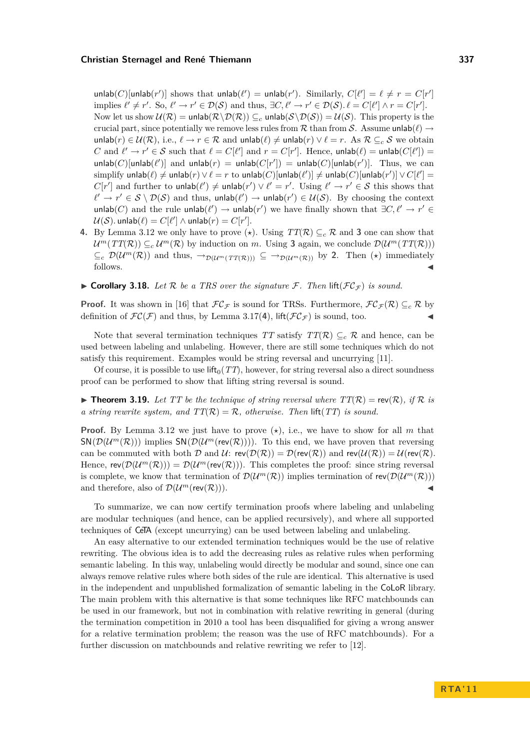$\mathsf{unlab}(C)[\mathsf{unlab}(r')]$ shows that $\mathsf{unlab}(\ell') = \mathsf{unlab}(r')$. Similarly, $C[\ell'] = \ell \neq r = C[r']$ implies $\ell' \neq r'$. So, $\ell' \to r' \in \mathcal{D}(\mathcal{S})$ and thus, $\exists C, \ell' \to r' \in \mathcal{D}(\mathcal{S}).\, \ell = C[\ell'] \wedge r = C[r']$. Now let us show $\mathcal{U}(\mathcal{R}) = \mathsf{unlab}(\mathcal{R} \setminus \mathcal{D}(\mathcal{R})) \subseteq_c \mathsf{unlab}(\mathcal{S} \setminus \mathcal{D}(\mathcal{S})) = \mathcal{U}(\mathcal{S})$. This property is the crucial part, since potentially we remove less rules from $\mathcal{R}$ than from $\mathcal{S}$. Assume $\mathsf{unlab}(\ell) \to \mathsf{unlab}(r) \in \mathcal{U}(\mathcal{R})$, i.e., $\ell \to r \in \mathcal{R}$ and $\mathsf{unlab}(\ell) \neq \mathsf{unlab}(r) \vee \ell = r$. As $\mathcal{R} \subseteq_c \mathcal{S}$ we obtain $C$ and $\ell' \to r' \in \mathcal{S}$ such that $\ell = C[\ell']$ and $r = C[r']$. Hence, $\mathsf{unlab}(\ell) = \mathsf{unlab}(C[\ell']) = \mathsf{unlab}(C)[\mathsf{unlab}(\ell')]$ and $\mathsf{unlab}(r) = \mathsf{unlab}(C[r']) = \mathsf{unlab}(C)[\mathsf{unlab}(r')]$. Thus, we can simplify $\mathsf{unlab}(\ell) \neq \mathsf{unlab}(r) \vee \ell = r$ to $\mathsf{unlab}(C)[\mathsf{unlab}(\ell')] \neq \mathsf{unlab}(C)[\mathsf{unlab}(r')] \vee C[\ell'] = C[r']$ and further to $\mathsf{unlab}(\ell') \neq \mathsf{unlab}(r') \vee \ell' = r'$. Using $\ell' \to r' \in \mathcal{S}$ this shows that $\ell' \to r' \in \mathcal{S} \setminus \mathcal{D}(\mathcal{S})$ and thus, $\mathsf{unlab}(\ell') \to \mathsf{unlab}(r') \in \mathcal{U}(\mathcal{S})$. By choosing the context $\mathsf{unlab}(C)$ and the rule $\mathsf{unlab}(\ell') \to \mathsf{unlab}(r')$ we have finally shown that $\exists C, \ell' \to r' \in \mathcal{U}(\mathcal{S}).\, \mathsf{unlab}(\ell) = C[\ell'] \wedge \mathsf{unlab}(r) = C[r']$.

**4.** By Lemma 3.12 we only have to prove ($\star$). Using $TT(\mathcal{R}) \subseteq_c \mathcal{R}$ and **3** one can show that $\mathcal{U}^m(TT(\mathcal{R})) \subseteq_c \mathcal{U}^m(\mathcal{R})$ by induction on $m$. Using **3** again, we conclude $\mathcal{D}(\mathcal{U}^m(TT(\mathcal{R}))) \subseteq_c \mathcal{D}(\mathcal{U}^m(\mathcal{R}))$ and thus, $\to_{\mathcal{D}(\mathcal{U}^m(TT(\mathcal{R})))} \subseteq \to_{\mathcal{D}(\mathcal{U}^m(\mathcal{R}))}$ by **2**. Then ($\star$) immediately follows. ◂

▸ **Corollary 3.18.** *Let $\mathcal{R}$ be a TRS over the signature $\mathcal{F}$. Then $\mathsf{lift}(\mathcal{FC}_\mathcal{F})$ is sound.*

**Proof.** It was shown in [16] that $\mathcal{FC}_\mathcal{F}$ is sound for TRSs. Furthermore, $\mathcal{FC}_\mathcal{F}(\mathcal{R}) \subseteq_c \mathcal{R}$ by definition of $\mathcal{FC}(\mathcal{F})$ and thus, by Lemma 3.17(**4**), $\mathsf{lift}(\mathcal{FC}_\mathcal{F})$ is sound, too. ◂

Note that several termination techniques $TT$ satisfy $TT(\mathcal{R}) \subseteq_c \mathcal{R}$ and hence, can be used between labeling and unlabeling. However, there are still some techniques which do not satisfy this requirement. Examples would be string reversal and uncurrying [11].

Of course, it is possible to use $\mathsf{lift}_0(TT)$, however, for string reversal also a direct soundness proof can be performed to show that lifting string reversal is sound.

▸ **Theorem 3.19.** *Let $TT$ be the technique of string reversal where $TT(\mathcal{R}) = \mathsf{rev}(\mathcal{R})$, if $\mathcal{R}$ is a string rewrite system, and $TT(\mathcal{R}) = \mathcal{R}$, otherwise. Then $\mathsf{lift}(TT)$ is sound.*

**Proof.** By Lemma 3.12 we just have to prove ($\star$), i.e., we have to show for all $m$ that $\mathsf{SN}(\mathcal{D}(\mathcal{U}^m(\mathcal{R})))$ implies $\mathsf{SN}(\mathcal{D}(\mathcal{U}^m(\mathsf{rev}(\mathcal{R}))))$. To this end, we have proven that reversing can be commuted with both $\mathcal{D}$ and $\mathcal{U}$: $\mathsf{rev}(\mathcal{D}(\mathcal{R})) = \mathcal{D}(\mathsf{rev}(\mathcal{R}))$ and $\mathsf{rev}(\mathcal{U}(\mathcal{R})) = \mathcal{U}(\mathsf{rev}(\mathcal{R}))$. Hence, $\mathsf{rev}(\mathcal{D}(\mathcal{U}^m(\mathcal{R}))) = \mathcal{D}(\mathcal{U}^m(\mathsf{rev}(\mathcal{R})))$. This completes the proof: since string reversal is complete, we know that termination of $\mathcal{D}(\mathcal{U}^m(\mathcal{R}))$ implies termination of $\mathsf{rev}(\mathcal{D}(\mathcal{U}^m(\mathcal{R})))$ and therefore, also of $\mathcal{D}(\mathcal{U}^m(\mathsf{rev}(\mathcal{R})))$. ◂

To summarize, we can now certify termination proofs where labeling and unlabeling are modular techniques (and hence, can be applied recursively), and where all supported techniques of CeTA (except uncurrying) can be used between labeling and unlabeling.

An easy alternative to our extended termination techniques would be the use of relative rewriting. The obvious idea is to add the decreasing rules as relative rules when performing semantic labeling. In this way, unlabeling would directly be modular and sound, since one can always remove relative rules where both sides of the rule are identical. This alternative is used in the independent and unpublished formalization of semantic labeling in the CoLoR library. The main problem with this alternative is that some techniques like RFC matchbounds can be used in our framework, but not in combination with relative rewriting in general (during the termination competition in 2010 a tool has been disqualified for giving a wrong answer for a relative termination problem; the reason was the use of RFC matchbounds). For a further discussion on matchbounds and relative rewriting we refer to [12].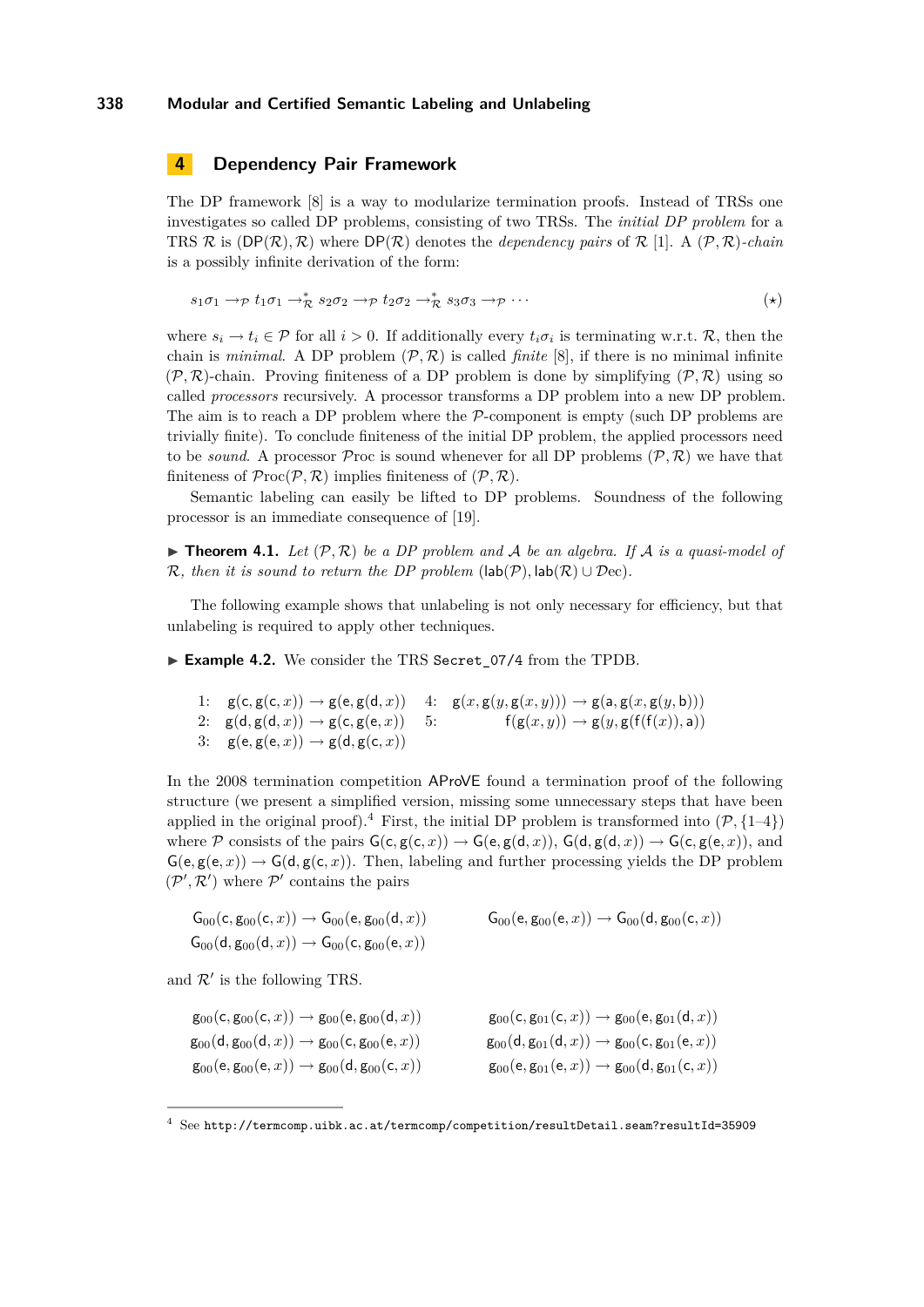## 4 Dependency Pair Framework

The DP framework [8] is a way to modularize termination proofs. Instead of TRSs one investigates so called DP problems, consisting of two TRSs. The *initial DP problem* for a TRS $\mathcal{R}$ is $(\mathsf{DP}(\mathcal{R}), \mathcal{R})$ where $\mathsf{DP}(\mathcal{R})$ denotes the *dependency pairs* of $\mathcal{R}$ [1]. A $(\mathcal{P}, \mathcal{R})$*-chain* is a possibly infinite derivation of the form:

$$s_1\sigma_1 \to_{\mathcal{P}} t_1\sigma_1 \to^*_{\mathcal{R}} s_2\sigma_2 \to_{\mathcal{P}} t_2\sigma_2 \to^*_{\mathcal{R}} s_3\sigma_3 \to_{\mathcal{P}} \cdots \qquad (\star)$$

where $s_i \to t_i \in \mathcal{P}$ for all $i > 0$. If additionally every $t_i\sigma_i$ is terminating w.r.t. $\mathcal{R}$, then the chain is *minimal*. A DP problem $(\mathcal{P}, \mathcal{R})$ is called *finite* [8], if there is no minimal infinite $(\mathcal{P}, \mathcal{R})$-chain. Proving finiteness of a DP problem is done by simplifying $(\mathcal{P}, \mathcal{R})$ using so called *processors* recursively. A processor transforms a DP problem into a new DP problem. The aim is to reach a DP problem where the $\mathcal{P}$-component is empty (such DP problems are trivially finite). To conclude finiteness of the initial DP problem, the applied processors need to be *sound*. A processor $\mathcal{P}\mathrm{roc}$ is sound whenever for all DP problems $(\mathcal{P}, \mathcal{R})$ we have that finiteness of $\mathcal{P}\mathrm{roc}(\mathcal{P}, \mathcal{R})$ implies finiteness of $(\mathcal{P}, \mathcal{R})$.

Semantic labeling can easily be lifted to DP problems. Soundness of the following processor is an immediate consequence of [19].

▶ **Theorem 4.1.** *Let $(\mathcal{P}, \mathcal{R})$ be a DP problem and $\mathcal{A}$ be an algebra. If $\mathcal{A}$ is a quasi-model of $\mathcal{R}$, then it is sound to return the DP problem* $(\mathsf{lab}(\mathcal{P}), \mathsf{lab}(\mathcal{R}) \cup \mathcal{D}\mathrm{ec})$.

The following example shows that unlabeling is not only necessary for efficiency, but that unlabeling is required to apply other techniques.

▶ **Example 4.2.** We consider the TRS `Secret_07/4` from the TPDB.

$$
\begin{array}{llll}
1\!: & \mathsf{g}(\mathsf{c}, \mathsf{g}(\mathsf{c}, x)) \to \mathsf{g}(\mathsf{e}, \mathsf{g}(\mathsf{d}, x)) & 4\!: & \mathsf{g}(x, \mathsf{g}(y, \mathsf{g}(x, y))) \to \mathsf{g}(\mathsf{a}, \mathsf{g}(x, \mathsf{g}(y, \mathsf{b}))) \\
2\!: & \mathsf{g}(\mathsf{d}, \mathsf{g}(\mathsf{d}, x)) \to \mathsf{g}(\mathsf{c}, \mathsf{g}(\mathsf{e}, x)) & 5\!: & \mathsf{f}(\mathsf{g}(x, y)) \to \mathsf{g}(y, \mathsf{g}(\mathsf{f}(\mathsf{f}(x)), \mathsf{a})) \\
3\!: & \mathsf{g}(\mathsf{e}, \mathsf{g}(\mathsf{e}, x)) \to \mathsf{g}(\mathsf{d}, \mathsf{g}(\mathsf{c}, x)) & &
\end{array}
$$

In the 2008 termination competition $\mathsf{AProVE}$ found a termination proof of the following structure (we present a simplified version, missing some unnecessary steps that have been applied in the original proof).[4] First, the initial DP problem is transformed into $(\mathcal{P}, \{1\text{–}4\})$ where $\mathcal{P}$ consists of the pairs $\mathsf{G}(\mathsf{c}, \mathsf{g}(\mathsf{c}, x)) \to \mathsf{G}(\mathsf{e}, \mathsf{g}(\mathsf{d}, x))$, $\mathsf{G}(\mathsf{d}, \mathsf{g}(\mathsf{d}, x)) \to \mathsf{G}(\mathsf{c}, \mathsf{g}(\mathsf{e}, x))$, and $\mathsf{G}(\mathsf{e}, \mathsf{g}(\mathsf{e}, x)) \to \mathsf{G}(\mathsf{d}, \mathsf{g}(\mathsf{c}, x))$. Then, labeling and further processing yields the DP problem $(\mathcal{P}', \mathcal{R}')$ where $\mathcal{P}'$ contains the pairs

$$
\begin{array}{ll}
\mathsf{G}_{00}(\mathsf{c}, \mathsf{g}_{00}(\mathsf{c}, x)) \to \mathsf{G}_{00}(\mathsf{e}, \mathsf{g}_{00}(\mathsf{d}, x)) & \mathsf{G}_{00}(\mathsf{e}, \mathsf{g}_{00}(\mathsf{e}, x)) \to \mathsf{G}_{00}(\mathsf{d}, \mathsf{g}_{00}(\mathsf{c}, x)) \\
\mathsf{G}_{00}(\mathsf{d}, \mathsf{g}_{00}(\mathsf{d}, x)) \to \mathsf{G}_{00}(\mathsf{c}, \mathsf{g}_{00}(\mathsf{e}, x)) &
\end{array}
$$

and $\mathcal{R}'$ is the following TRS.

$$
\begin{array}{ll}
\mathsf{g}_{00}(\mathsf{c}, \mathsf{g}_{00}(\mathsf{c}, x)) \to \mathsf{g}_{00}(\mathsf{e}, \mathsf{g}_{00}(\mathsf{d}, x)) & \mathsf{g}_{00}(\mathsf{c}, \mathsf{g}_{01}(\mathsf{c}, x)) \to \mathsf{g}_{00}(\mathsf{e}, \mathsf{g}_{01}(\mathsf{d}, x)) \\
\mathsf{g}_{00}(\mathsf{d}, \mathsf{g}_{00}(\mathsf{d}, x)) \to \mathsf{g}_{00}(\mathsf{c}, \mathsf{g}_{00}(\mathsf{e}, x)) & \mathsf{g}_{00}(\mathsf{d}, \mathsf{g}_{01}(\mathsf{d}, x)) \to \mathsf{g}_{00}(\mathsf{c}, \mathsf{g}_{01}(\mathsf{e}, x)) \\
\mathsf{g}_{00}(\mathsf{e}, \mathsf{g}_{00}(\mathsf{e}, x)) \to \mathsf{g}_{00}(\mathsf{d}, \mathsf{g}_{00}(\mathsf{c}, x)) & \mathsf{g}_{00}(\mathsf{e}, \mathsf{g}_{01}(\mathsf{e}, x)) \to \mathsf{g}_{00}(\mathsf{d}, \mathsf{g}_{01}(\mathsf{c}, x))
\end{array}
$$

[4] See `http://termcomp.uibk.ac.at/termcomp/competition/resultDetail.seam?resultId=35909`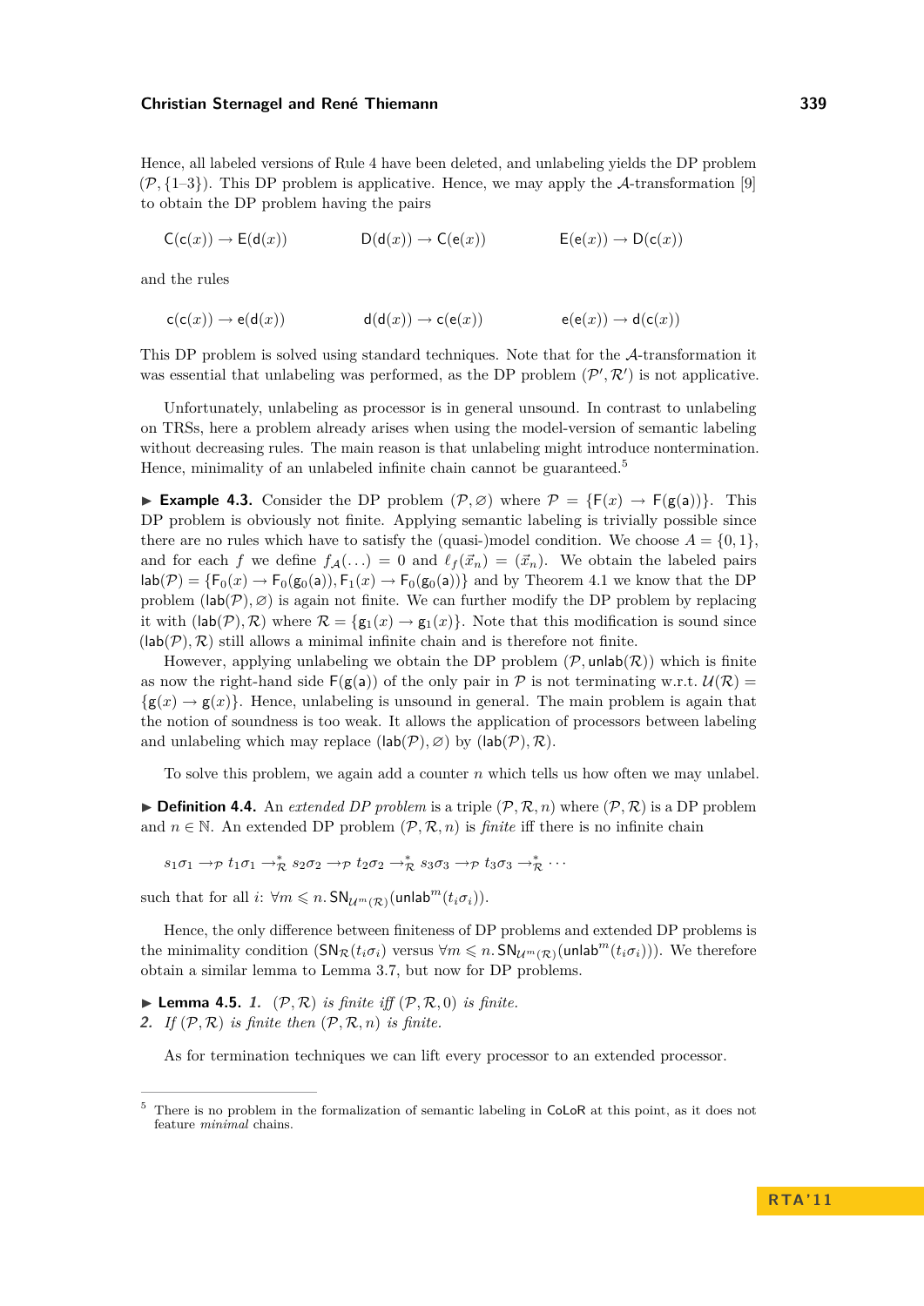Hence, all labeled versions of Rule 4 have been deleted, and unlabeling yields the DP problem $(\mathcal{P}, \{1\text{–}3\})$. This DP problem is applicative. Hence, we may apply the $\mathcal{A}$-transformation [9] to obtain the DP problem having the pairs

$$\mathsf{C}(\mathsf{c}(x)) \to \mathsf{E}(\mathsf{d}(x)) \qquad \mathsf{D}(\mathsf{d}(x)) \to \mathsf{C}(\mathsf{e}(x)) \qquad \mathsf{E}(\mathsf{e}(x)) \to \mathsf{D}(\mathsf{c}(x))$$

and the rules

$$\mathsf{c}(\mathsf{c}(x)) \to \mathsf{e}(\mathsf{d}(x)) \qquad \mathsf{d}(\mathsf{d}(x)) \to \mathsf{c}(\mathsf{e}(x)) \qquad \mathsf{e}(\mathsf{e}(x)) \to \mathsf{d}(\mathsf{c}(x))$$

This DP problem is solved using standard techniques. Note that for the $\mathcal{A}$-transformation it was essential that unlabeling was performed, as the DP problem $(\mathcal{P}', \mathcal{R}')$ is not applicative.

Unfortunately, unlabeling as processor is in general unsound. In contrast to unlabeling on TRSs, here a problem already arises when using the model-version of semantic labeling without decreasing rules. The main reason is that unlabeling might introduce nontermination. Hence, minimality of an unlabeled infinite chain cannot be guaranteed.[5]

▶ **Example 4.3.** Consider the DP problem $(\mathcal{P}, \varnothing)$ where $\mathcal{P} = \{\mathsf{F}(x) \to \mathsf{F}(\mathsf{g}(\mathsf{a}))\}$. This DP problem is obviously not finite. Applying semantic labeling is trivially possible since there are no rules which have to satisfy the (quasi-)model condition. We choose $A = \{0, 1\}$, and for each $f$ we define $f_\mathcal{A}(\ldots) = 0$ and $\ell_f(\vec{x}_n) = (\vec{x}_n)$. We obtain the labeled pairs $\mathsf{lab}(\mathcal{P}) = \{\mathsf{F}_0(x) \to \mathsf{F}_0(\mathsf{g}_0(\mathsf{a})), \mathsf{F}_1(x) \to \mathsf{F}_0(\mathsf{g}_0(\mathsf{a}))\}$ and by Theorem 4.1 we know that the DP problem $(\mathsf{lab}(\mathcal{P}), \varnothing)$ is again not finite. We can further modify the DP problem by replacing it with $(\mathsf{lab}(\mathcal{P}), \mathcal{R})$ where $\mathcal{R} = \{\mathsf{g}_1(x) \to \mathsf{g}_1(x)\}$. Note that this modification is sound since $(\mathsf{lab}(\mathcal{P}), \mathcal{R})$ still allows a minimal infinite chain and is therefore not finite.

However, applying unlabeling we obtain the DP problem $(\mathcal{P}, \mathsf{unlab}(\mathcal{R}))$ which is finite as now the right-hand side $\mathsf{F}(\mathsf{g}(\mathsf{a}))$ of the only pair in $\mathcal{P}$ is not terminating w.r.t. $\mathcal{U}(\mathcal{R}) = \{\mathsf{g}(x) \to \mathsf{g}(x)\}$. Hence, unlabeling is unsound in general. The main problem is again that the notion of soundness is too weak. It allows the application of processors between labeling and unlabeling which may replace $(\mathsf{lab}(\mathcal{P}), \varnothing)$ by $(\mathsf{lab}(\mathcal{P}), \mathcal{R})$.

To solve this problem, we again add a counter $n$ which tells us how often we may unlabel.

▶ **Definition 4.4.** An *extended DP problem* is a triple $(\mathcal{P}, \mathcal{R}, n)$ where $(\mathcal{P}, \mathcal{R})$ is a DP problem and $n \in \mathbb{N}$. An extended DP problem $(\mathcal{P}, \mathcal{R}, n)$ is *finite* iff there is no infinite chain

$$s_1\sigma_1 \to_\mathcal{P} t_1\sigma_1 \to^*_\mathcal{R} s_2\sigma_2 \to_\mathcal{P} t_2\sigma_2 \to^*_\mathcal{R} s_3\sigma_3 \to_\mathcal{P} t_3\sigma_3 \to^*_\mathcal{R} \cdots$$

such that for all $i$: $\forall m \leqslant n.\, \mathsf{SN}_{\mathcal{U}^m(\mathcal{R})}(\mathsf{unlab}^m(t_i\sigma_i))$.

Hence, the only difference between finiteness of DP problems and extended DP problems is the minimality condition ($\mathsf{SN}_\mathcal{R}(t_i\sigma_i)$ versus $\forall m \leqslant n.\, \mathsf{SN}_{\mathcal{U}^m(\mathcal{R})}(\mathsf{unlab}^m(t_i\sigma_i))$). We therefore obtain a similar lemma to Lemma 3.7, but now for DP problems.

▶ **Lemma 4.5.** *1.* *$(\mathcal{P}, \mathcal{R})$ is finite iff $(\mathcal{P}, \mathcal{R}, 0)$ is finite.*
*2.* *If $(\mathcal{P}, \mathcal{R})$ is finite then $(\mathcal{P}, \mathcal{R}, n)$ is finite.*

As for termination techniques we can lift every processor to an extended processor.

[5] There is no problem in the formalization of semantic labeling in CoLoR at this point, as it does not feature *minimal* chains.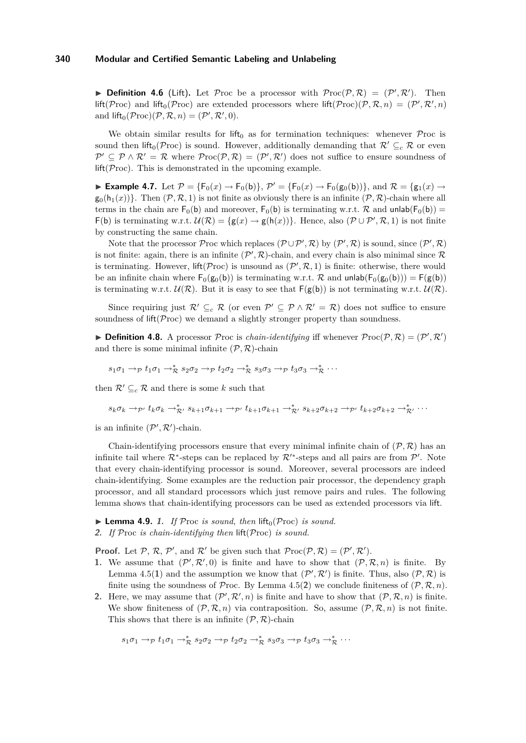▶ **Definition 4.6** (Lift)**.** Let $\mathcal{P}\text{roc}$ be a processor with $\mathcal{P}\text{roc}(\mathcal{P},\mathcal{R}) = (\mathcal{P}',\mathcal{R}')$. Then $\mathsf{lift}(\mathcal{P}\text{roc})$ and $\mathsf{lift}_0(\mathcal{P}\text{roc})$ are extended processors where $\mathsf{lift}(\mathcal{P}\text{roc})(\mathcal{P},\mathcal{R},n) = (\mathcal{P}',\mathcal{R}',n)$ and $\mathsf{lift}_0(\mathcal{P}\text{roc})(\mathcal{P},\mathcal{R},n) = (\mathcal{P}',\mathcal{R}',0)$.

We obtain similar results for $\mathsf{lift}_0$ as for termination techniques: whenever $\mathcal{P}\text{roc}$ is sound then $\mathsf{lift}_0(\mathcal{P}\text{roc})$ is sound. However, additionally demanding that $\mathcal{R}' \subseteq_c \mathcal{R}$ or even $\mathcal{P}' \subseteq \mathcal{P} \wedge \mathcal{R}' = \mathcal{R}$ where $\mathcal{P}\text{roc}(\mathcal{P},\mathcal{R}) = (\mathcal{P}',\mathcal{R}')$ does not suffice to ensure soundness of $\mathsf{lift}(\mathcal{P}\text{roc})$. This is demonstrated in the upcoming example.

▶ **Example 4.7.** Let $\mathcal{P} = \{\mathsf{F}_0(x) \to \mathsf{F}_0(\mathsf{b})\}$, $\mathcal{P}' = \{\mathsf{F}_0(x) \to \mathsf{F}_0(\mathsf{g}_0(\mathsf{b}))\}$, and $\mathcal{R} = \{\mathsf{g}_1(x) \to \mathsf{g}_0(\mathsf{h}_1(x))\}$. Then $(\mathcal{P},\mathcal{R},1)$ is not finite as obviously there is an infinite $(\mathcal{P},\mathcal{R})$-chain where all terms in the chain are $\mathsf{F}_0(\mathsf{b})$ and moreover, $\mathsf{F}_0(\mathsf{b})$ is terminating w.r.t. $\mathcal{R}$ and $\mathsf{unlab}(\mathsf{F}_0(\mathsf{b})) = \mathsf{F}(\mathsf{b})$ is terminating w.r.t. $\mathcal{U}(\mathcal{R}) = \{\mathsf{g}(x) \to \mathsf{g}(\mathsf{h}(x))\}$. Hence, also $(\mathcal{P} \cup \mathcal{P}',\mathcal{R},1)$ is not finite by constructing the same chain.

Note that the processor $\mathcal{P}\text{roc}$ which replaces $(\mathcal{P} \cup \mathcal{P}',\mathcal{R})$ by $(\mathcal{P}',\mathcal{R})$ is sound, since $(\mathcal{P}',\mathcal{R})$ is not finite: again, there is an infinite $(\mathcal{P}',\mathcal{R})$-chain, and every chain is also minimal since $\mathcal{R}$ is terminating. However, $\mathsf{lift}(\mathcal{P}\text{roc})$ is unsound as $(\mathcal{P}',\mathcal{R},1)$ is finite: otherwise, there would be an infinite chain where $\mathsf{F}_0(\mathsf{g}_0(\mathsf{b}))$ is terminating w.r.t. $\mathcal{R}$ and $\mathsf{unlab}(\mathsf{F}_0(\mathsf{g}_0(\mathsf{b}))) = \mathsf{F}(\mathsf{g}(\mathsf{b}))$ is terminating w.r.t. $\mathcal{U}(\mathcal{R})$. But it is easy to see that $\mathsf{F}(\mathsf{g}(\mathsf{b}))$ is not terminating w.r.t. $\mathcal{U}(\mathcal{R})$.

Since requiring just $\mathcal{R}' \subseteq_c \mathcal{R}$ (or even $\mathcal{P}' \subseteq \mathcal{P} \wedge \mathcal{R}' = \mathcal{R}$) does not suffice to ensure soundness of $\mathsf{lift}(\mathcal{P}\text{roc})$ we demand a slightly stronger property than soundness.

▶ **Definition 4.8.** A processor $\mathcal{P}\text{roc}$ is *chain-identifying* iff whenever $\mathcal{P}\text{roc}(\mathcal{P},\mathcal{R}) = (\mathcal{P}',\mathcal{R}')$ and there is some minimal infinite $(\mathcal{P},\mathcal{R})$-chain

$$s_1\sigma_1 \to_{\mathcal{P}} t_1\sigma_1 \to_{\mathcal{R}}^* s_2\sigma_2 \to_{\mathcal{P}} t_2\sigma_2 \to_{\mathcal{R}}^* s_3\sigma_3 \to_{\mathcal{P}} t_3\sigma_3 \to_{\mathcal{R}}^* \cdots$$

then $\mathcal{R}' \subseteq_c \mathcal{R}$ and there is some $k$ such that

$$s_k\sigma_k \to_{\mathcal{P}'} t_k\sigma_k \to_{\mathcal{R}'}^* s_{k+1}\sigma_{k+1} \to_{\mathcal{P}'} t_{k+1}\sigma_{k+1} \to_{\mathcal{R}'}^* s_{k+2}\sigma_{k+2} \to_{\mathcal{P}'} t_{k+2}\sigma_{k+2} \to_{\mathcal{R}'}^* \cdots$$

is an infinite $(\mathcal{P}',\mathcal{R}')$-chain.

Chain-identifying processors ensure that every minimal infinite chain of $(\mathcal{P},\mathcal{R})$ has an infinite tail where $\mathcal{R}^*$-steps can be replaced by $\mathcal{R}'^*$-steps and all pairs are from $\mathcal{P}'$. Note that every chain-identifying processor is sound. Moreover, several processors are indeed chain-identifying. Some examples are the reduction pair processor, the dependency graph processor, and all standard processors which just remove pairs and rules. The following lemma shows that chain-identifying processors can be used as extended processors via $\mathsf{lift}$.

▶ **Lemma 4.9.** ***1.*** *If $\mathcal{P}\text{roc}$ is sound, then $\mathsf{lift}_0(\mathcal{P}\text{roc})$ is sound.*
***2.*** *If $\mathcal{P}\text{roc}$ is chain-identifying then $\mathsf{lift}(\mathcal{P}\text{roc})$ is sound.*

**Proof.** Let $\mathcal{P}$, $\mathcal{R}$, $\mathcal{P}'$, and $\mathcal{R}'$ be given such that $\mathcal{P}\text{roc}(\mathcal{P},\mathcal{R}) = (\mathcal{P}',\mathcal{R}')$.

1. We assume that $(\mathcal{P}',\mathcal{R}',0)$ is finite and have to show that $(\mathcal{P},\mathcal{R},n)$ is finite. By Lemma 4.5(**1**) and the assumption we know that $(\mathcal{P}',\mathcal{R}')$ is finite. Thus, also $(\mathcal{P},\mathcal{R})$ is finite using the soundness of $\mathcal{P}\text{roc}$. By Lemma 4.5(**2**) we conclude finiteness of $(\mathcal{P},\mathcal{R},n)$.
2. Here, we may assume that $(\mathcal{P}',\mathcal{R}',n)$ is finite and have to show that $(\mathcal{P},\mathcal{R},n)$ is finite. We show finiteness of $(\mathcal{P},\mathcal{R},n)$ via contraposition. So, assume $(\mathcal{P},\mathcal{R},n)$ is not finite. This shows that there is an infinite $(\mathcal{P},\mathcal{R})$-chain

$$s_1\sigma_1 \to_{\mathcal{P}} t_1\sigma_1 \to_{\mathcal{R}}^* s_2\sigma_2 \to_{\mathcal{P}} t_2\sigma_2 \to_{\mathcal{R}}^* s_3\sigma_3 \to_{\mathcal{P}} t_3\sigma_3 \to_{\mathcal{R}}^* \cdots$$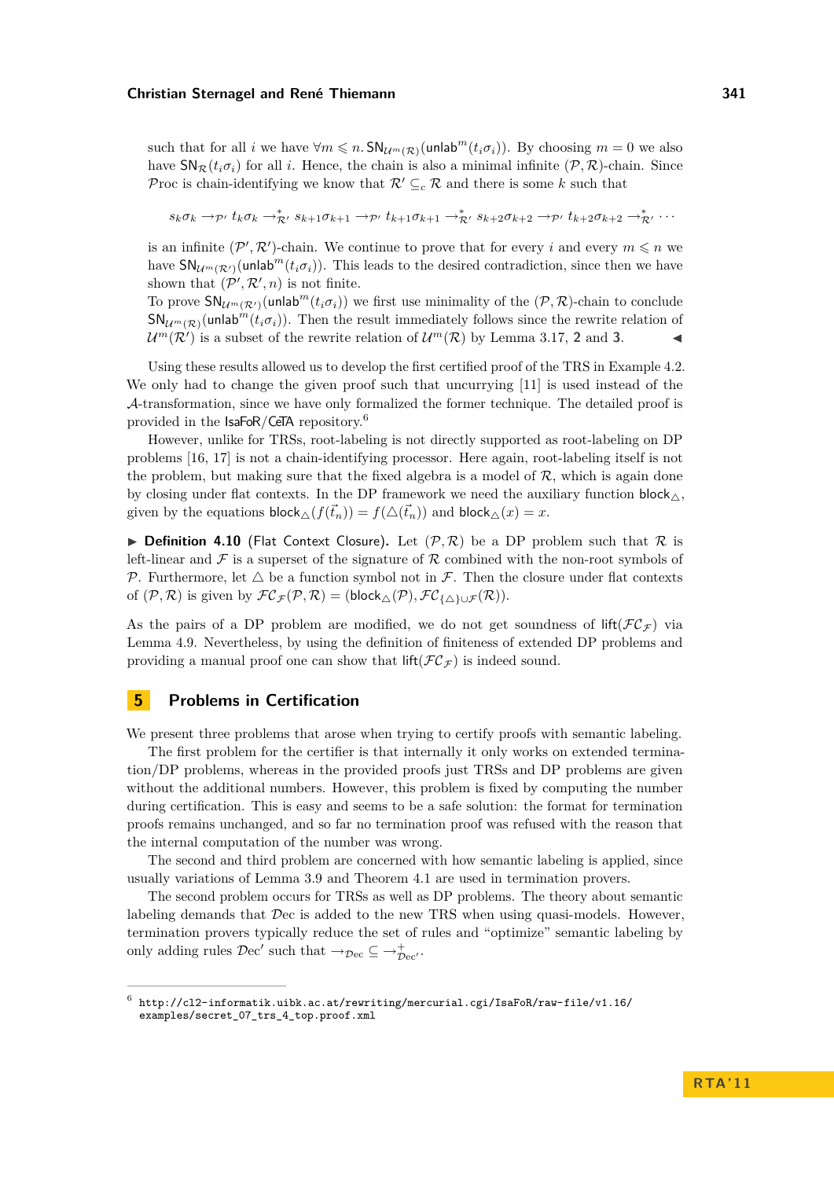such that for all $i$ we have $\forall m \leqslant n.\, \mathsf{SN}_{\mathcal{U}^m(\mathcal{R})}(\mathsf{unlab}^m(t_i\sigma_i))$. By choosing $m = 0$ we also have $\mathsf{SN}_{\mathcal{R}}(t_i\sigma_i)$ for all $i$. Hence, the chain is also a minimal infinite $(\mathcal{P}, \mathcal{R})$-chain. Since $\mathcal{P}roc$ is chain-identifying we know that $\mathcal{R}' \subseteq_c \mathcal{R}$ and there is some $k$ such that

$$s_k\sigma_k \to_{\mathcal{P}'} t_k\sigma_k \to^*_{\mathcal{R}'} s_{k+1}\sigma_{k+1} \to_{\mathcal{P}'} t_{k+1}\sigma_{k+1} \to^*_{\mathcal{R}'} s_{k+2}\sigma_{k+2} \to_{\mathcal{P}'} t_{k+2}\sigma_{k+2} \to^*_{\mathcal{R}'} \cdots$$

is an infinite $(\mathcal{P}', \mathcal{R}')$-chain. We continue to prove that for every $i$ and every $m \leqslant n$ we have $\mathsf{SN}_{\mathcal{U}^m(\mathcal{R}')}(\mathsf{unlab}^m(t_i\sigma_i))$. This leads to the desired contradiction, since then we have shown that $(\mathcal{P}', \mathcal{R}', n)$ is not finite.

To prove $\mathsf{SN}_{\mathcal{U}^m(\mathcal{R}')}(\mathsf{unlab}^m(t_i\sigma_i))$ we first use minimality of the $(\mathcal{P}, \mathcal{R})$-chain to conclude $\mathsf{SN}_{\mathcal{U}^m(\mathcal{R})}(\mathsf{unlab}^m(t_i\sigma_i))$. Then the result immediately follows since the rewrite relation of $\mathcal{U}^m(\mathcal{R}')$ is a subset of the rewrite relation of $\mathcal{U}^m(\mathcal{R})$ by Lemma 3.17, **2** and **3**. ◀

Using these results allowed us to develop the first certified proof of the TRS in Example 4.2. We only had to change the given proof such that uncurrying [11] is used instead of the $\mathcal{A}$-transformation, since we have only formalized the former technique. The detailed proof is provided in the IsaFoR/CeTA repository.[6]

However, unlike for TRSs, root-labeling is not directly supported as root-labeling on DP problems [16, 17] is not a chain-identifying processor. Here again, root-labeling itself is not the problem, but making sure that the fixed algebra is a model of $\mathcal{R}$, which is again done by closing under flat contexts. In the DP framework we need the auxiliary function $\mathsf{block}_\triangle$, given by the equations $\mathsf{block}_\triangle(f(\vec{t}_n)) = f(\triangle(\vec{t}_n))$ and $\mathsf{block}_\triangle(x) = x$.

▶ **Definition 4.10** (Flat Context Closure). Let $(\mathcal{P}, \mathcal{R})$ be a DP problem such that $\mathcal{R}$ is left-linear and $\mathcal{F}$ is a superset of the signature of $\mathcal{R}$ combined with the non-root symbols of $\mathcal{P}$. Furthermore, let $\triangle$ be a function symbol not in $\mathcal{F}$. Then the closure under flat contexts of $(\mathcal{P}, \mathcal{R})$ is given by $\mathcal{FC}_\mathcal{F}(\mathcal{P}, \mathcal{R}) = (\mathsf{block}_\triangle(\mathcal{P}), \mathcal{FC}_{\{\triangle\}\cup\mathcal{F}}(\mathcal{R}))$.

As the pairs of a DP problem are modified, we do not get soundness of $\mathsf{lift}(\mathcal{FC}_\mathcal{F})$ via Lemma 4.9. Nevertheless, by using the definition of finiteness of extended DP problems and providing a manual proof one can show that $\mathsf{lift}(\mathcal{FC}_\mathcal{F})$ is indeed sound.

## 5 Problems in Certification

We present three problems that arose when trying to certify proofs with semantic labeling.

The first problem for the certifier is that internally it only works on extended termination/DP problems, whereas in the provided proofs just TRSs and DP problems are given without the additional numbers. However, this problem is fixed by computing the number during certification. This is easy and seems to be a safe solution: the format for termination proofs remains unchanged, and so far no termination proof was refused with the reason that the internal computation of the number was wrong.

The second and third problem are concerned with how semantic labeling is applied, since usually variations of Lemma 3.9 and Theorem 4.1 are used in termination provers.

The second problem occurs for TRSs as well as DP problems. The theory about semantic labeling demands that $\mathcal{D}ec$ is added to the new TRS when using quasi-models. However, termination provers typically reduce the set of rules and "optimize" semantic labeling by only adding rules $\mathcal{D}ec'$ such that $\to_{\mathcal{D}ec} \subseteq \to^+_{\mathcal{D}ec'}$.

[6] http://cl2-informatik.uibk.ac.at/rewriting/mercurial.cgi/IsaFoR/raw-file/v1.16/examples/secret_07_trs_4_top.proof.xml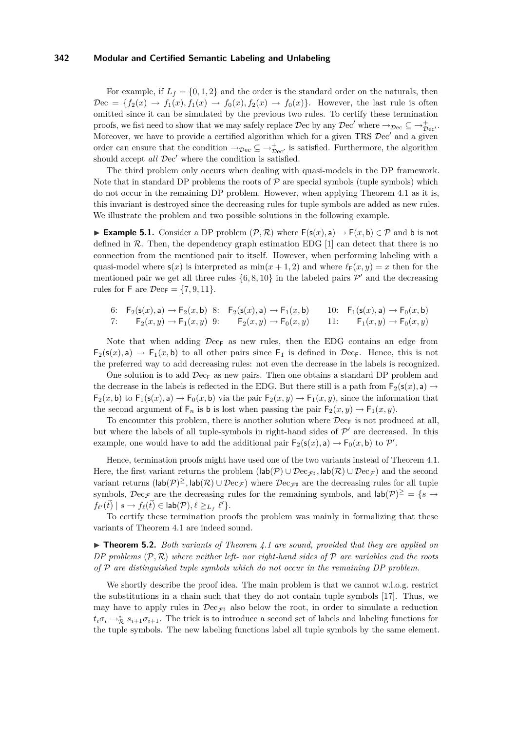For example, if $L_f = \{0, 1, 2\}$ and the order is the standard order on the naturals, then $\mathcal{D}\text{ec} = \{f_2(x) \to f_1(x), f_1(x) \to f_0(x), f_2(x) \to f_0(x)\}$. However, the last rule is often omitted since it can be simulated by the previous two rules. To certify these termination proofs, we fist need to show that we may safely replace $\mathcal{D}\text{ec}$ by any $\mathcal{D}\text{ec}'$ where $\to_{\mathcal{D}\text{ec}} \subseteq \to^+_{\mathcal{D}\text{ec}'}$. Moreover, we have to provide a certified algorithm which for a given TRS $\mathcal{D}\text{ec}'$ and a given order can ensure that the condition $\to_{\mathcal{D}\text{ec}} \subseteq \to^+_{\mathcal{D}\text{ec}'}$ is satisfied. Furthermore, the algorithm should accept *all* $\mathcal{D}\text{ec}'$ where the condition is satisfied.

The third problem only occurs when dealing with quasi-models in the DP framework. Note that in standard DP problems the roots of $\mathcal{P}$ are special symbols (tuple symbols) which do not occur in the remaining DP problem. However, when applying Theorem 4.1 as it is, this invariant is destroyed since the decreasing rules for tuple symbols are added as new rules. We illustrate the problem and two possible solutions in the following example.

▶ **Example 5.1.** Consider a DP problem $(\mathcal{P}, \mathcal{R})$ where $\mathsf{F}(\mathsf{s}(x), \mathsf{a}) \to \mathsf{F}(x, \mathsf{b}) \in \mathcal{P}$ and $\mathsf{b}$ is not defined in $\mathcal{R}$. Then, the dependency graph estimation EDG [1] can detect that there is no connection from the mentioned pair to itself. However, when performing labeling with a quasi-model where $\mathsf{s}(x)$ is interpreted as $\min(x + 1, 2)$ and where $\ell_{\mathsf{F}}(x, y) = x$ then for the mentioned pair we get all three rules $\{6, 8, 10\}$ in the labeled pairs $\mathcal{P}'$ and the decreasing rules for $\mathsf{F}$ are $\mathcal{D}\text{ec}_{\mathsf{F}} = \{7, 9, 11\}$.

$$
\begin{array}{llllll}
6: & \mathsf{F}_2(\mathsf{s}(x), \mathsf{a}) \to \mathsf{F}_2(x, \mathsf{b}) & 8: & \mathsf{F}_2(\mathsf{s}(x), \mathsf{a}) \to \mathsf{F}_1(x, \mathsf{b}) & 10: & \mathsf{F}_1(\mathsf{s}(x), \mathsf{a}) \to \mathsf{F}_0(x, \mathsf{b}) \\
7: & \mathsf{F}_2(x, y) \to \mathsf{F}_1(x, y) & 9: & \mathsf{F}_2(x, y) \to \mathsf{F}_0(x, y) & 11: & \mathsf{F}_1(x, y) \to \mathsf{F}_0(x, y)
\end{array}
$$

Note that when adding $\mathcal{D}\text{ec}_{\mathsf{F}}$ as new rules, then the EDG contains an edge from $\mathsf{F}_2(\mathsf{s}(x), \mathsf{a}) \to \mathsf{F}_1(x, \mathsf{b})$ to all other pairs since $\mathsf{F}_1$ is defined in $\mathcal{D}\text{ec}_{\mathsf{F}}$. Hence, this is not the preferred way to add decreasing rules: not even the decrease in the labels is recognized.

One solution is to add $\mathcal{D}\text{ec}_{\mathsf{F}}$ as new pairs. Then one obtains a standard DP problem and the decrease in the labels is reflected in the EDG. But there still is a path from $\mathsf{F}_2(\mathsf{s}(x), \mathsf{a}) \to \mathsf{F}_2(x, \mathsf{b})$ to $\mathsf{F}_1(\mathsf{s}(x), \mathsf{a}) \to \mathsf{F}_0(x, \mathsf{b})$ via the pair $\mathsf{F}_2(x, y) \to \mathsf{F}_1(x, y)$, since the information that the second argument of $\mathsf{F}_n$ is $\mathsf{b}$ is lost when passing the pair $\mathsf{F}_2(x, y) \to \mathsf{F}_1(x, y)$.

To encounter this problem, there is another solution where $\mathcal{D}\text{ec}_{\mathsf{F}}$ is not produced at all, but where the labels of all tuple-symbols in right-hand sides of $\mathcal{P}'$ are decreased. In this example, one would have to add the additional pair $\mathsf{F}_2(\mathsf{s}(x), \mathsf{a}) \to \mathsf{F}_0(x, \mathsf{b})$ to $\mathcal{P}'$.

Hence, termination proofs might have used one of the two variants instead of Theorem 4.1. Here, the first variant returns the problem $(\mathsf{lab}(\mathcal{P}) \cup \mathcal{D}\text{ec}_{\mathcal{F}^\sharp}, \mathsf{lab}(\mathcal{R}) \cup \mathcal{D}\text{ec}_{\mathcal{F}})$ and the second variant returns $(\mathsf{lab}(\mathcal{P})^{\geq}, \mathsf{lab}(\mathcal{R}) \cup \mathcal{D}\text{ec}_{\mathcal{F}})$ where $\mathcal{D}\text{ec}_{\mathcal{F}^\sharp}$ are the decreasing rules for all tuple symbols, $\mathcal{D}\text{ec}_{\mathcal{F}}$ are the decreasing rules for the remaining symbols, and $\mathsf{lab}(\mathcal{P})^{\geq} = \{s \to f_{\ell'}(\vec{t}) \mid s \to f_\ell(\vec{t}) \in \mathsf{lab}(\mathcal{P}), \ell \geq_{L_f} \ell'\}$.

To certify these termination proofs the problem was mainly in formalizing that these variants of Theorem 4.1 are indeed sound.

▶ **Theorem 5.2.** *Both variants of Theorem 4.1 are sound, provided that they are applied on DP problems $(\mathcal{P}, \mathcal{R})$ where neither left- nor right-hand sides of $\mathcal{P}$ are variables and the roots of $\mathcal{P}$ are distinguished tuple symbols which do not occur in the remaining DP problem.*

We shortly describe the proof idea. The main problem is that we cannot w.l.o.g. restrict the substitutions in a chain such that they do not contain tuple symbols [17]. Thus, we may have to apply rules in $\mathcal{D}\text{ec}_{\mathcal{F}^\sharp}$ also below the root, in order to simulate a reduction $t_i\sigma_i \to^*_{\mathcal{R}} s_{i+1}\sigma_{i+1}$. The trick is to introduce a second set of labels and labeling functions for the tuple symbols. The new labeling functions label all tuple symbols by the same element.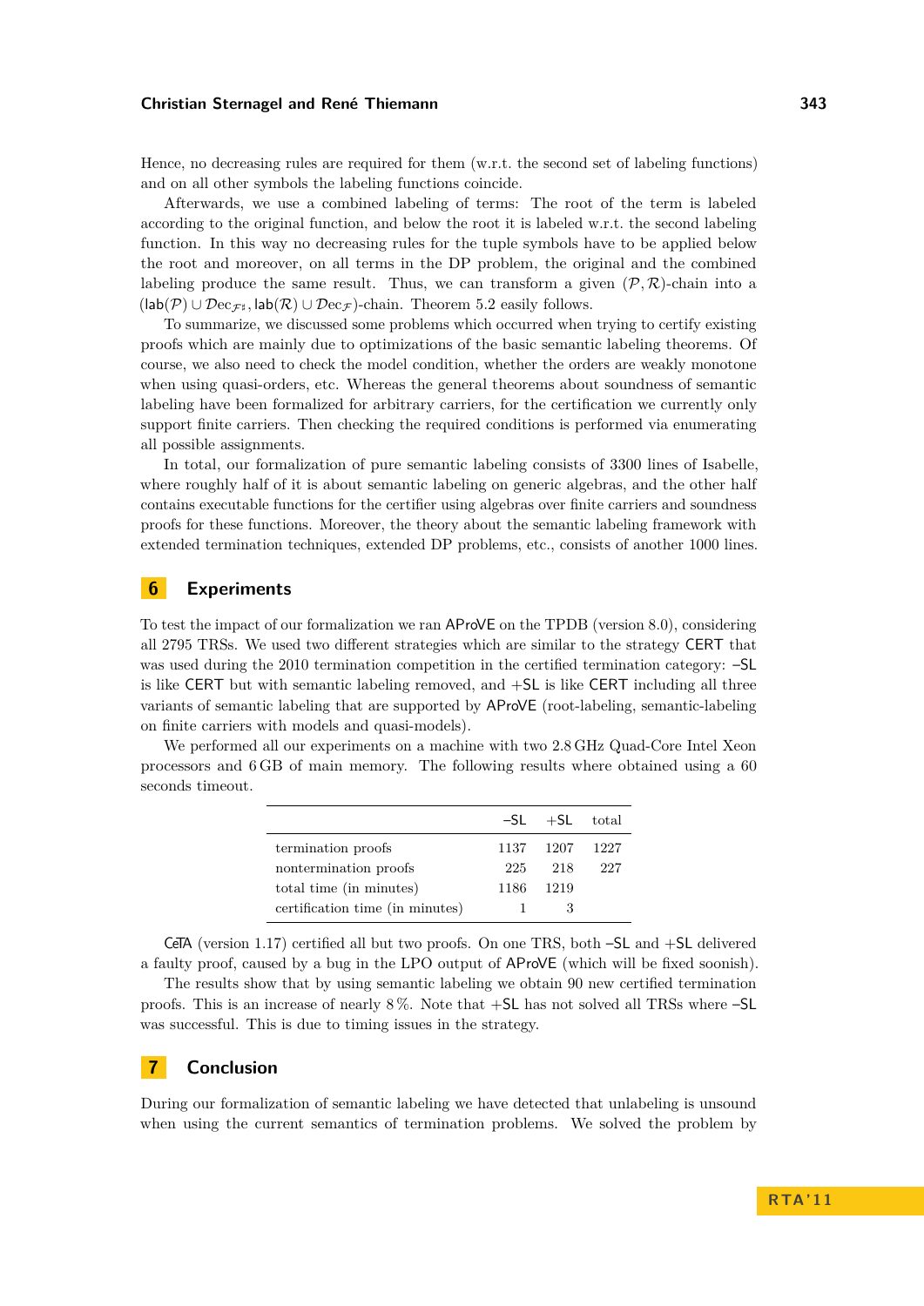Hence, no decreasing rules are required for them (w.r.t. the second set of labeling functions) and on all other symbols the labeling functions coincide.

Afterwards, we use a combined labeling of terms: The root of the term is labeled according to the original function, and below the root it is labeled w.r.t. the second labeling function. In this way no decreasing rules for the tuple symbols have to be applied below the root and moreover, on all terms in the DP problem, the original and the combined labeling produce the same result. Thus, we can transform a given $(\mathcal{P}, \mathcal{R})$-chain into a $(\mathsf{lab}(\mathcal{P}) \cup \mathcal{D}ec_{\mathcal{F}^\sharp}, \mathsf{lab}(\mathcal{R}) \cup \mathcal{D}ec_{\mathcal{F}})$-chain. Theorem 5.2 easily follows.

To summarize, we discussed some problems which occurred when trying to certify existing proofs which are mainly due to optimizations of the basic semantic labeling theorems. Of course, we also need to check the model condition, whether the orders are weakly monotone when using quasi-orders, etc. Whereas the general theorems about soundness of semantic labeling have been formalized for arbitrary carriers, for the certification we currently only support finite carriers. Then checking the required conditions is performed via enumerating all possible assignments.

In total, our formalization of pure semantic labeling consists of 3300 lines of Isabelle, where roughly half of it is about semantic labeling on generic algebras, and the other half contains executable functions for the certifier using algebras over finite carriers and soundness proofs for these functions. Moreover, the theory about the semantic labeling framework with extended termination techniques, extended DP problems, etc., consists of another 1000 lines.

## 6 Experiments

To test the impact of our formalization we ran AProVE on the TPDB (version 8.0), considering all 2795 TRSs. We used two different strategies which are similar to the strategy CERT that was used during the 2010 termination competition in the certified termination category: −SL is like CERT but with semantic labeling removed, and +SL is like CERT including all three variants of semantic labeling that are supported by AProVE (root-labeling, semantic-labeling on finite carriers with models and quasi-models).

We performed all our experiments on a machine with two 2.8 GHz Quad-Core Intel Xeon processors and 6 GB of main memory. The following results where obtained using a 60 seconds timeout.

| | −SL | +SL | total |
|---|---|---|---|
| termination proofs | 1137 | 1207 | 1227 |
| nontermination proofs | 225 | 218 | 227 |
| total time (in minutes) | 1186 | 1219 | |
| certification time (in minutes) | 1 | 3 | |

CeTA (version 1.17) certified all but two proofs. On one TRS, both −SL and +SL delivered a faulty proof, caused by a bug in the LPO output of AProVE (which will be fixed soonish).

The results show that by using semantic labeling we obtain 90 new certified termination proofs. This is an increase of nearly 8 %. Note that +SL has not solved all TRSs where −SL was successful. This is due to timing issues in the strategy.

## 7 Conclusion

During our formalization of semantic labeling we have detected that unlabeling is unsound when using the current semantics of termination problems. We solved the problem by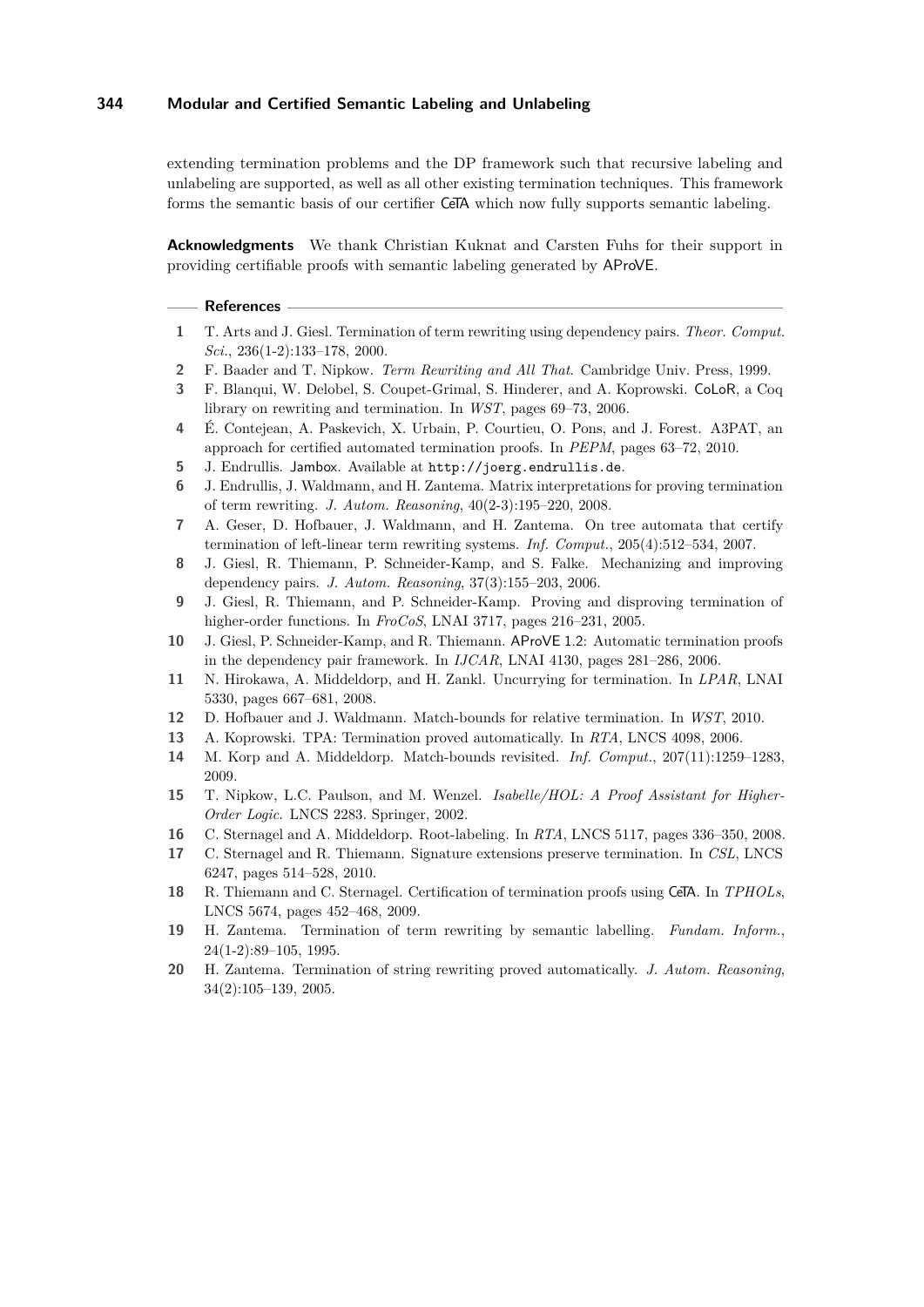extending termination problems and the DP framework such that recursive labeling and unlabeling are supported, as well as all other existing termination techniques. This framework forms the semantic basis of our certifier CeTA which now fully supports semantic labeling.

**Acknowledgments** We thank Christian Kuknat and Carsten Fuhs for their support in providing certifiable proofs with semantic labeling generated by AProVE.

## References

1. T. Arts and J. Giesl. Termination of term rewriting using dependency pairs. *Theor. Comput. Sci.*, 236(1-2):133–178, 2000.
2. F. Baader and T. Nipkow. *Term Rewriting and All That*. Cambridge Univ. Press, 1999.
3. F. Blanqui, W. Delobel, S. Coupet-Grimal, S. Hinderer, and A. Koprowski. CoLoR, a Coq library on rewriting and termination. In *WST*, pages 69–73, 2006.
4. É. Contejean, A. Paskevich, X. Urbain, P. Courtieu, O. Pons, and J. Forest. A3PAT, an approach for certified automated termination proofs. In *PEPM*, pages 63–72, 2010.
5. J. Endrullis. Jambox. Available at http://joerg.endrullis.de.
6. J. Endrullis, J. Waldmann, and H. Zantema. Matrix interpretations for proving termination of term rewriting. *J. Autom. Reasoning*, 40(2-3):195–220, 2008.
7. A. Geser, D. Hofbauer, J. Waldmann, and H. Zantema. On tree automata that certify termination of left-linear term rewriting systems. *Inf. Comput.*, 205(4):512–534, 2007.
8. J. Giesl, R. Thiemann, P. Schneider-Kamp, and S. Falke. Mechanizing and improving dependency pairs. *J. Autom. Reasoning*, 37(3):155–203, 2006.
9. J. Giesl, R. Thiemann, and P. Schneider-Kamp. Proving and disproving termination of higher-order functions. In *FroCoS*, LNAI 3717, pages 216–231, 2005.
10. J. Giesl, P. Schneider-Kamp, and R. Thiemann. AProVE 1.2: Automatic termination proofs in the dependency pair framework. In *IJCAR*, LNAI 4130, pages 281–286, 2006.
11. N. Hirokawa, A. Middeldorp, and H. Zankl. Uncurrying for termination. In *LPAR*, LNAI 5330, pages 667–681, 2008.
12. D. Hofbauer and J. Waldmann. Match-bounds for relative termination. In *WST*, 2010.
13. A. Koprowski. TPA: Termination proved automatically. In *RTA*, LNCS 4098, 2006.
14. M. Korp and A. Middeldorp. Match-bounds revisited. *Inf. Comput.*, 207(11):1259–1283, 2009.
15. T. Nipkow, L.C. Paulson, and M. Wenzel. *Isabelle/HOL: A Proof Assistant for Higher-Order Logic*. LNCS 2283. Springer, 2002.
16. C. Sternagel and A. Middeldorp. Root-labeling. In *RTA*, LNCS 5117, pages 336–350, 2008.
17. C. Sternagel and R. Thiemann. Signature extensions preserve termination. In *CSL*, LNCS 6247, pages 514–528, 2010.
18. R. Thiemann and C. Sternagel. Certification of termination proofs using CeTA. In *TPHOLs*, LNCS 5674, pages 452–468, 2009.
19. H. Zantema. Termination of term rewriting by semantic labelling. *Fundam. Inform.*, 24(1-2):89–105, 1995.
20. H. Zantema. Termination of string rewriting proved automatically. *J. Autom. Reasoning*, 34(2):105–139, 2005.